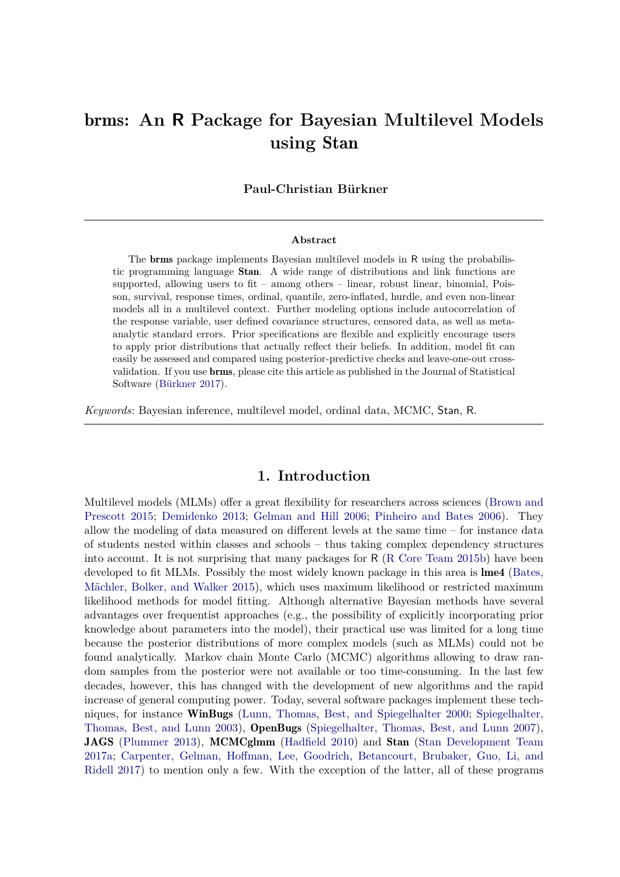# brms: An R Package for Bayesian Multilevel Models using Stan

**Paul-Christian Bürkner**

---

**Abstract**

The **brms** package implements Bayesian multilevel models in R using the probabilistic programming language **Stan**. A wide range of distributions and link functions are supported, allowing users to fit – among others – linear, robust linear, binomial, Poisson, survival, response times, ordinal, quantile, zero-inflated, hurdle, and even non-linear models all in a multilevel context. Further modeling options include autocorrelation of the response variable, user defined covariance structures, censored data, as well as meta-analytic standard errors. Prior specifications are flexible and explicitly encourage users to apply prior distributions that actually reflect their beliefs. In addition, model fit can easily be assessed and compared using posterior-predictive checks and leave-one-out cross-validation. If you use **brms**, please cite this article as published in the Journal of Statistical Software (Bürkner 2017).

*Keywords*: Bayesian inference, multilevel model, ordinal data, MCMC, Stan, R.

---

## 1. Introduction

Multilevel models (MLMs) offer a great flexibility for researchers across sciences (Brown and Prescott 2015; Demidenko 2013; Gelman and Hill 2006; Pinheiro and Bates 2006). They allow the modeling of data measured on different levels at the same time – for instance data of students nested within classes and schools – thus taking complex dependency structures into account. It is not surprising that many packages for R (R Core Team 2015b) have been developed to fit MLMs. Possibly the most widely known package in this area is **lme4** (Bates, Mächler, Bolker, and Walker 2015), which uses maximum likelihood or restricted maximum likelihood methods for model fitting. Although alternative Bayesian methods have several advantages over frequentist approaches (e.g., the possibility of explicitly incorporating prior knowledge about parameters into the model), their practical use was limited for a long time because the posterior distributions of more complex models (such as MLMs) could not be found analytically. Markov chain Monte Carlo (MCMC) algorithms allowing to draw random samples from the posterior were not available or too time-consuming. In the last few decades, however, this has changed with the development of new algorithms and the rapid increase of general computing power. Today, several software packages implement these techniques, for instance **WinBugs** (Lunn, Thomas, Best, and Spiegelhalter 2000; Spiegelhalter, Thomas, Best, and Lunn 2003), **OpenBugs** (Spiegelhalter, Thomas, Best, and Lunn 2007), **JAGS** (Plummer 2013), **MCMCglmm** (Hadfield 2010) and **Stan** (Stan Development Team 2017a; Carpenter, Gelman, Hoffman, Lee, Goodrich, Betancourt, Brubaker, Guo, Li, and Ridell 2017) to mention only a few. With the exception of the latter, all of these programs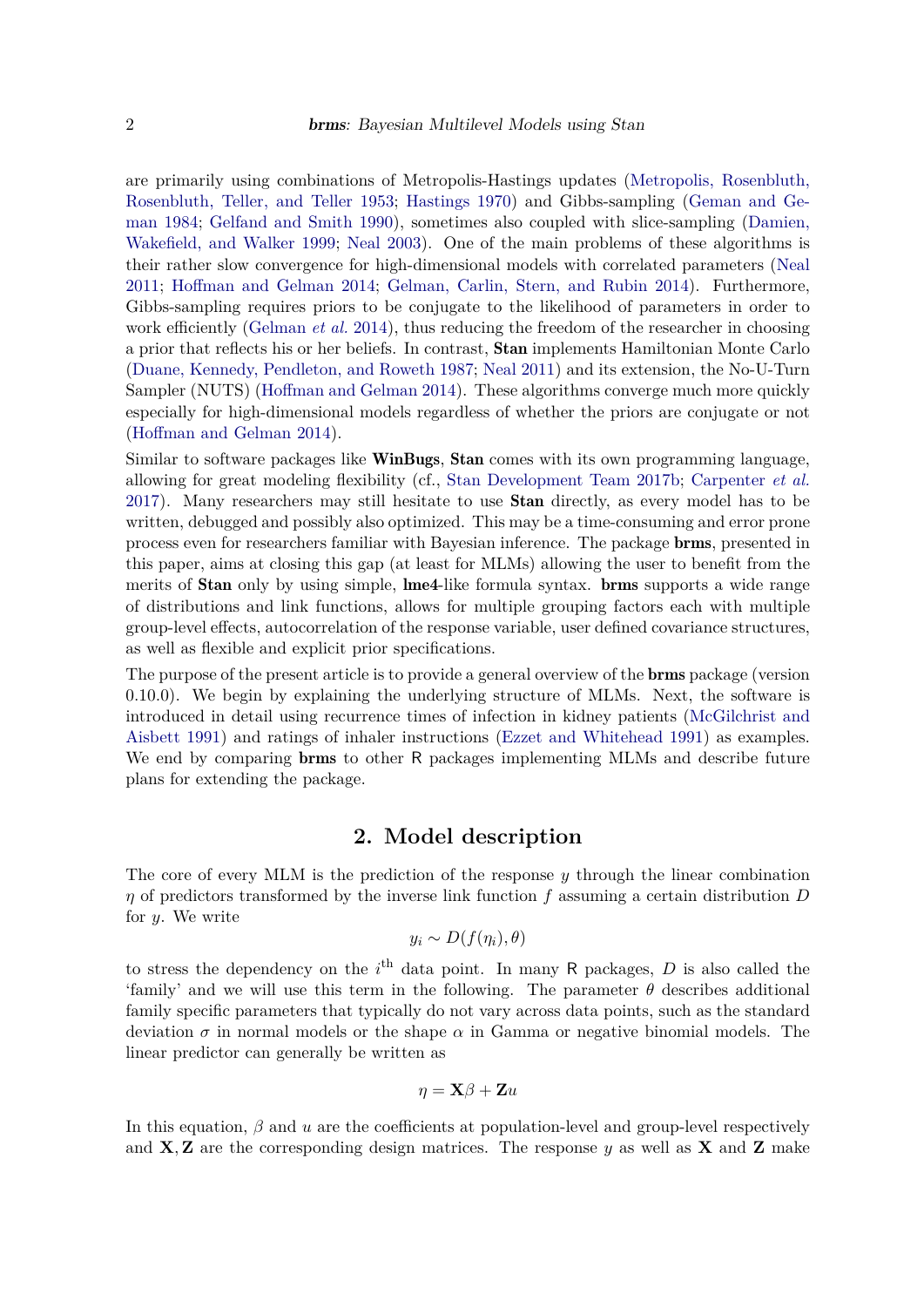are primarily using combinations of Metropolis-Hastings updates (Metropolis, Rosenbluth, Rosenbluth, Teller, and Teller 1953; Hastings 1970) and Gibbs-sampling (Geman and Geman 1984; Gelfand and Smith 1990), sometimes also coupled with slice-sampling (Damien, Wakefield, and Walker 1999; Neal 2003). One of the main problems of these algorithms is their rather slow convergence for high-dimensional models with correlated parameters (Neal 2011; Hoffman and Gelman 2014; Gelman, Carlin, Stern, and Rubin 2014). Furthermore, Gibbs-sampling requires priors to be conjugate to the likelihood of parameters in order to work efficiently (Gelman *et al.* 2014), thus reducing the freedom of the researcher in choosing a prior that reflects his or her beliefs. In contrast, **Stan** implements Hamiltonian Monte Carlo (Duane, Kennedy, Pendleton, and Roweth 1987; Neal 2011) and its extension, the No-U-Turn Sampler (NUTS) (Hoffman and Gelman 2014). These algorithms converge much more quickly especially for high-dimensional models regardless of whether the priors are conjugate or not (Hoffman and Gelman 2014).

Similar to software packages like **WinBugs**, **Stan** comes with its own programming language, allowing for great modeling flexibility (cf., Stan Development Team 2017b; Carpenter *et al.* 2017). Many researchers may still hesitate to use **Stan** directly, as every model has to be written, debugged and possibly also optimized. This may be a time-consuming and error prone process even for researchers familiar with Bayesian inference. The package **brms**, presented in this paper, aims at closing this gap (at least for MLMs) allowing the user to benefit from the merits of **Stan** only by using simple, **lme4**-like formula syntax. **brms** supports a wide range of distributions and link functions, allows for multiple grouping factors each with multiple group-level effects, autocorrelation of the response variable, user defined covariance structures, as well as flexible and explicit prior specifications.

The purpose of the present article is to provide a general overview of the **brms** package (version 0.10.0). We begin by explaining the underlying structure of MLMs. Next, the software is introduced in detail using recurrence times of infection in kidney patients (McGilchrist and Aisbett 1991) and ratings of inhaler instructions (Ezzet and Whitehead 1991) as examples. We end by comparing **brms** to other R packages implementing MLMs and describe future plans for extending the package.

## 2. Model description

The core of every MLM is the prediction of the response $y$ through the linear combination $\eta$ of predictors transformed by the inverse link function $f$ assuming a certain distribution $D$ for $y$. We write

$$y_i \sim D(f(\eta_i), \theta)$$

to stress the dependency on the $i^{\text{th}}$ data point. In many R packages, $D$ is also called the 'family' and we will use this term in the following. The parameter $\theta$ describes additional family specific parameters that typically do not vary across data points, such as the standard deviation $\sigma$ in normal models or the shape $\alpha$ in Gamma or negative binomial models. The linear predictor can generally be written as

$$\eta = \mathbf{X}\beta + \mathbf{Z}u$$

In this equation, $\beta$ and $u$ are the coefficients at population-level and group-level respectively and $\mathbf{X}, \mathbf{Z}$ are the corresponding design matrices. The response $y$ as well as $\mathbf{X}$ and $\mathbf{Z}$ make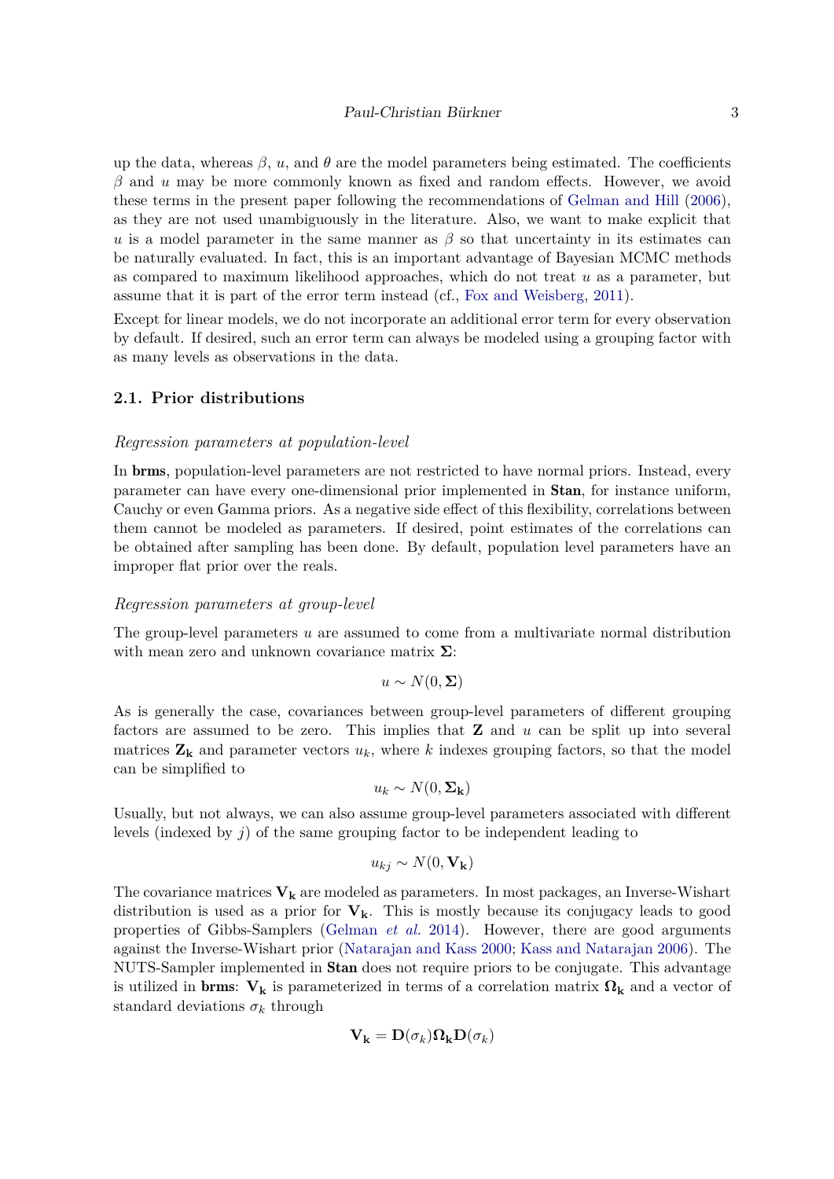up the data, whereas $\beta$, $u$, and $\theta$ are the model parameters being estimated. The coefficients $\beta$ and $u$ may be more commonly known as fixed and random effects. However, we avoid these terms in the present paper following the recommendations of Gelman and Hill (2006), as they are not used unambiguously in the literature. Also, we want to make explicit that $u$ is a model parameter in the same manner as $\beta$ so that uncertainty in its estimates can be naturally evaluated. In fact, this is an important advantage of Bayesian MCMC methods as compared to maximum likelihood approaches, which do not treat $u$ as a parameter, but assume that it is part of the error term instead (cf., Fox and Weisberg, 2011).

Except for linear models, we do not incorporate an additional error term for every observation by default. If desired, such an error term can always be modeled using a grouping factor with as many levels as observations in the data.

## 2.1. Prior distributions

*Regression parameters at population-level*

In **brms**, population-level parameters are not restricted to have normal priors. Instead, every parameter can have every one-dimensional prior implemented in **Stan**, for instance uniform, Cauchy or even Gamma priors. As a negative side effect of this flexibility, correlations between them cannot be modeled as parameters. If desired, point estimates of the correlations can be obtained after sampling has been done. By default, population level parameters have an improper flat prior over the reals.

*Regression parameters at group-level*

The group-level parameters $u$ are assumed to come from a multivariate normal distribution with mean zero and unknown covariance matrix $\mathbf{\Sigma}$:

$$u \sim N(0, \mathbf{\Sigma})$$

As is generally the case, covariances between group-level parameters of different grouping factors are assumed to be zero. This implies that $\mathbf{Z}$ and $u$ can be split up into several matrices $\mathbf{Z_k}$ and parameter vectors $u_k$, where $k$ indexes grouping factors, so that the model can be simplified to

$$u_k \sim N(0, \mathbf{\Sigma_k})$$

Usually, but not always, we can also assume group-level parameters associated with different levels (indexed by $j$) of the same grouping factor to be independent leading to

$$u_{kj} \sim N(0, \mathbf{V_k})$$

The covariance matrices $\mathbf{V_k}$ are modeled as parameters. In most packages, an Inverse-Wishart distribution is used as a prior for $\mathbf{V_k}$. This is mostly because its conjugacy leads to good properties of Gibbs-Samplers (Gelman *et al.* 2014). However, there are good arguments against the Inverse-Wishart prior (Natarajan and Kass 2000; Kass and Natarajan 2006). The NUTS-Sampler implemented in **Stan** does not require priors to be conjugate. This advantage is utilized in **brms**: $\mathbf{V_k}$ is parameterized in terms of a correlation matrix $\mathbf{\Omega_k}$ and a vector of standard deviations $\sigma_k$ through

$$\mathbf{V_k} = \mathbf{D}(\sigma_k)\mathbf{\Omega_k}\mathbf{D}(\sigma_k)$$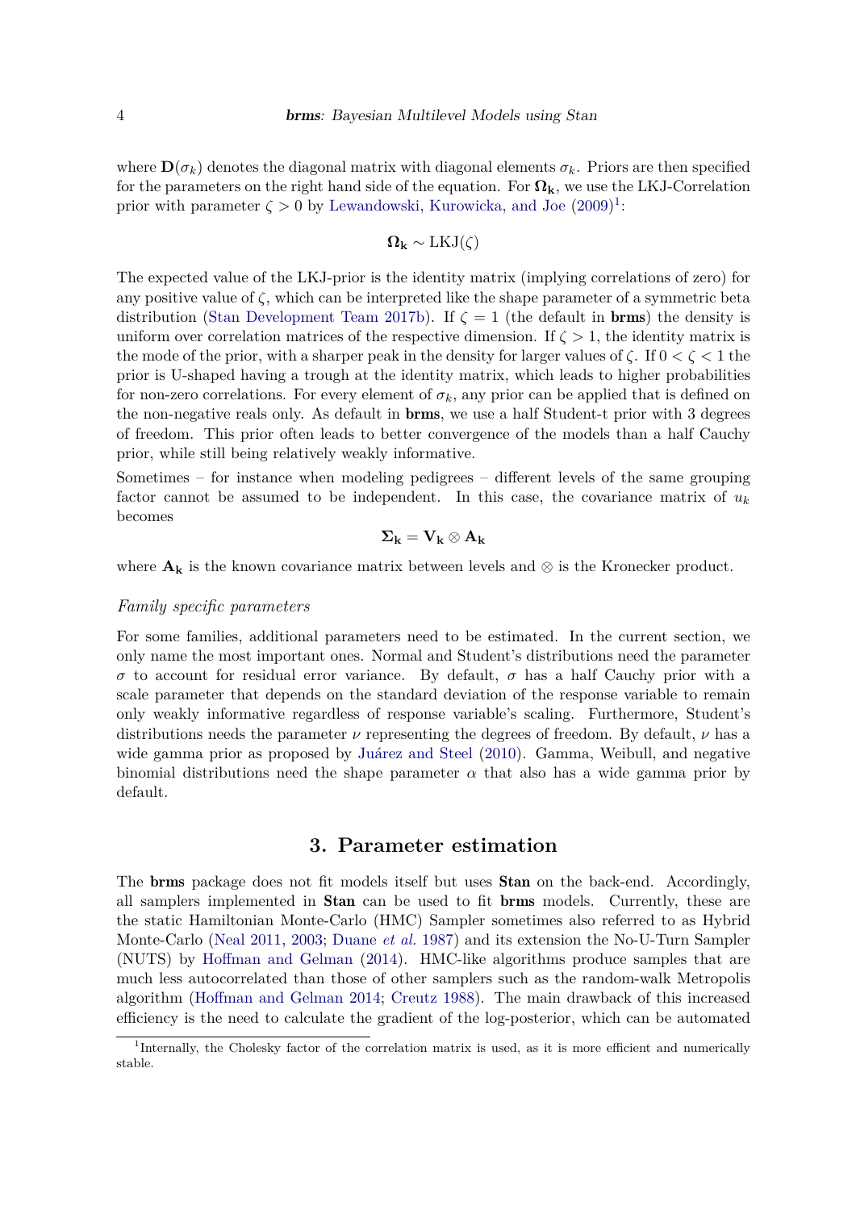where $\mathbf{D}(\sigma_k)$ denotes the diagonal matrix with diagonal elements $\sigma_k$. Priors are then specified for the parameters on the right hand side of the equation. For $\mathbf{\Omega_k}$, we use the LKJ-Correlation prior with parameter $\zeta > 0$ by Lewandowski, Kurowicka, and Joe (2009)[1]:

$$\mathbf{\Omega_k} \sim \mathrm{LKJ}(\zeta)$$

The expected value of the LKJ-prior is the identity matrix (implying correlations of zero) for any positive value of $\zeta$, which can be interpreted like the shape parameter of a symmetric beta distribution (Stan Development Team 2017b). If $\zeta = 1$ (the default in **brms**) the density is uniform over correlation matrices of the respective dimension. If $\zeta > 1$, the identity matrix is the mode of the prior, with a sharper peak in the density for larger values of $\zeta$. If $0 < \zeta < 1$ the prior is U-shaped having a trough at the identity matrix, which leads to higher probabilities for non-zero correlations. For every element of $\sigma_k$, any prior can be applied that is defined on the non-negative reals only. As default in **brms**, we use a half Student-t prior with 3 degrees of freedom. This prior often leads to better convergence of the models than a half Cauchy prior, while still being relatively weakly informative.

Sometimes – for instance when modeling pedigrees – different levels of the same grouping factor cannot be assumed to be independent. In this case, the covariance matrix of $u_k$ becomes

$$\mathbf{\Sigma_k} = \mathbf{V_k} \otimes \mathbf{A_k}$$

where $\mathbf{A_k}$ is the known covariance matrix between levels and $\otimes$ is the Kronecker product.

*Family specific parameters*

For some families, additional parameters need to be estimated. In the current section, we only name the most important ones. Normal and Student's distributions need the parameter $\sigma$ to account for residual error variance. By default, $\sigma$ has a half Cauchy prior with a scale parameter that depends on the standard deviation of the response variable to remain only weakly informative regardless of response variable's scaling. Furthermore, Student's distributions needs the parameter $\nu$ representing the degrees of freedom. By default, $\nu$ has a wide gamma prior as proposed by Juárez and Steel (2010). Gamma, Weibull, and negative binomial distributions need the shape parameter $\alpha$ that also has a wide gamma prior by default.

## 3. Parameter estimation

The **brms** package does not fit models itself but uses **Stan** on the back-end. Accordingly, all samplers implemented in **Stan** can be used to fit **brms** models. Currently, these are the static Hamiltonian Monte-Carlo (HMC) Sampler sometimes also referred to as Hybrid Monte-Carlo (Neal 2011, 2003; Duane *et al.* 1987) and its extension the No-U-Turn Sampler (NUTS) by Hoffman and Gelman (2014). HMC-like algorithms produce samples that are much less autocorrelated than those of other samplers such as the random-walk Metropolis algorithm (Hoffman and Gelman 2014; Creutz 1988). The main drawback of this increased efficiency is the need to calculate the gradient of the log-posterior, which can be automated

[1]Internally, the Cholesky factor of the correlation matrix is used, as it is more efficient and numerically stable.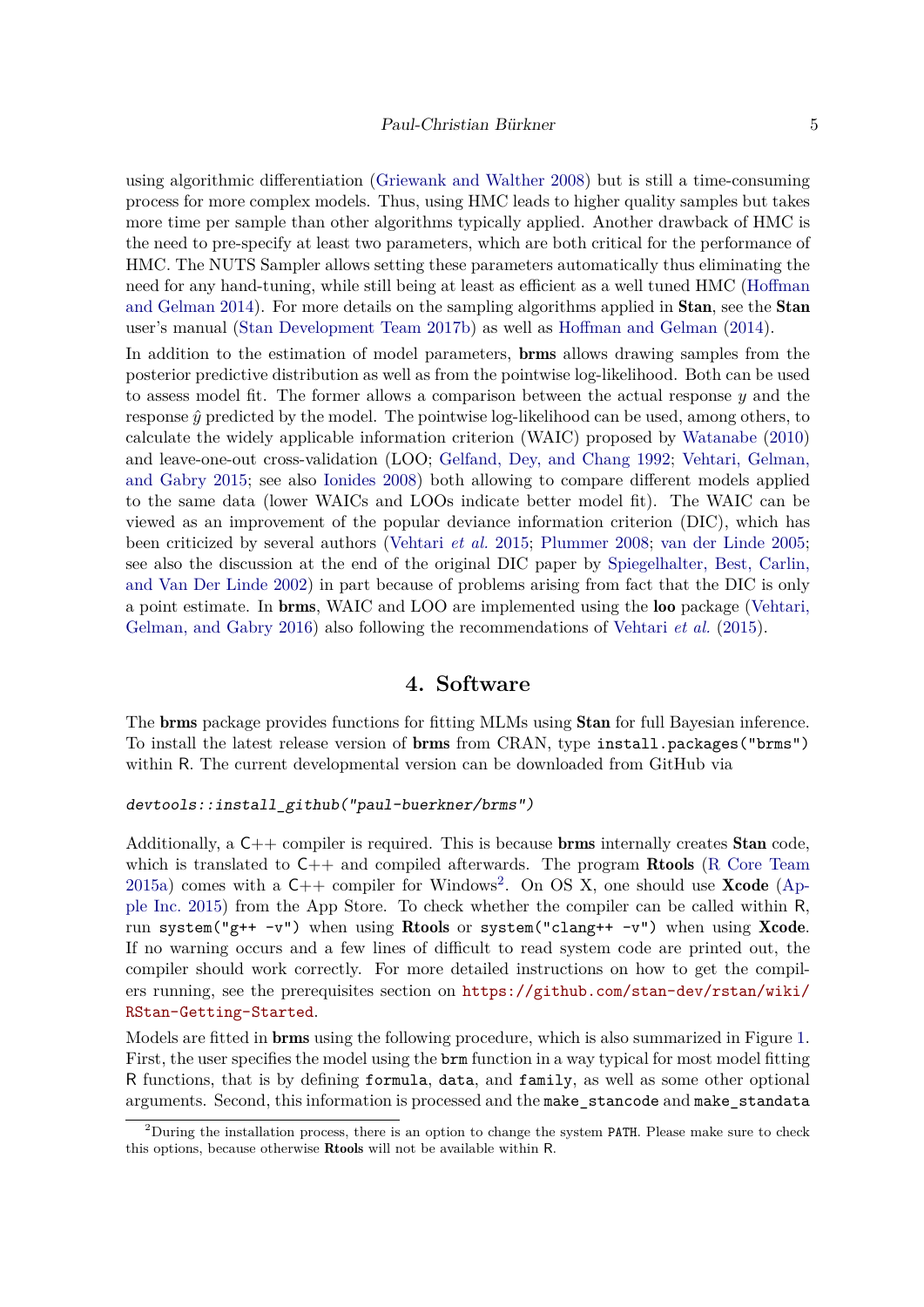using algorithmic differentiation (Griewank and Walther 2008) but is still a time-consuming process for more complex models. Thus, using HMC leads to higher quality samples but takes more time per sample than other algorithms typically applied. Another drawback of HMC is the need to pre-specify at least two parameters, which are both critical for the performance of HMC. The NUTS Sampler allows setting these parameters automatically thus eliminating the need for any hand-tuning, while still being at least as efficient as a well tuned HMC (Hoffman and Gelman 2014). For more details on the sampling algorithms applied in **Stan**, see the **Stan** user's manual (Stan Development Team 2017b) as well as Hoffman and Gelman (2014).

In addition to the estimation of model parameters, **brms** allows drawing samples from the posterior predictive distribution as well as from the pointwise log-likelihood. Both can be used to assess model fit. The former allows a comparison between the actual response $y$ and the response $\hat{y}$ predicted by the model. The pointwise log-likelihood can be used, among others, to calculate the widely applicable information criterion (WAIC) proposed by Watanabe (2010) and leave-one-out cross-validation (LOO; Gelfand, Dey, and Chang 1992; Vehtari, Gelman, and Gabry 2015; see also Ionides 2008) both allowing to compare different models applied to the same data (lower WAICs and LOOs indicate better model fit). The WAIC can be viewed as an improvement of the popular deviance information criterion (DIC), which has been criticized by several authors (Vehtari *et al.* 2015; Plummer 2008; van der Linde 2005; see also the discussion at the end of the original DIC paper by Spiegelhalter, Best, Carlin, and Van Der Linde 2002) in part because of problems arising from fact that the DIC is only a point estimate. In **brms**, WAIC and LOO are implemented using the **loo** package (Vehtari, Gelman, and Gabry 2016) also following the recommendations of Vehtari *et al.* (2015).

# 4. Software

The **brms** package provides functions for fitting MLMs using **Stan** for full Bayesian inference. To install the latest release version of **brms** from CRAN, type `install.packages("brms")` within R. The current developmental version can be downloaded from GitHub via

```
devtools::install_github("paul-buerkner/brms")
```

Additionally, a C++ compiler is required. This is because **brms** internally creates **Stan** code, which is translated to C++ and compiled afterwards. The program **Rtools** (R Core Team 2015a) comes with a C++ compiler for Windows[2]. On OS X, one should use **Xcode** (Apple Inc. 2015) from the App Store. To check whether the compiler can be called within R, run `system("g++ -v")` when using **Rtools** or `system("clang++ -v")` when using **Xcode**. If no warning occurs and a few lines of difficult to read system code are printed out, the compiler should work correctly. For more detailed instructions on how to get the compilers running, see the prerequisites section on https://github.com/stan-dev/rstan/wiki/RStan-Getting-Started.

Models are fitted in **brms** using the following procedure, which is also summarized in Figure 1. First, the user specifies the model using the `brm` function in a way typical for most model fitting R functions, that is by defining `formula`, `data`, and `family`, as well as some other optional arguments. Second, this information is processed and the `make_stancode` and `make_standata`

[2] During the installation process, there is an option to change the system PATH. Please make sure to check this options, because otherwise **Rtools** will not be available within R.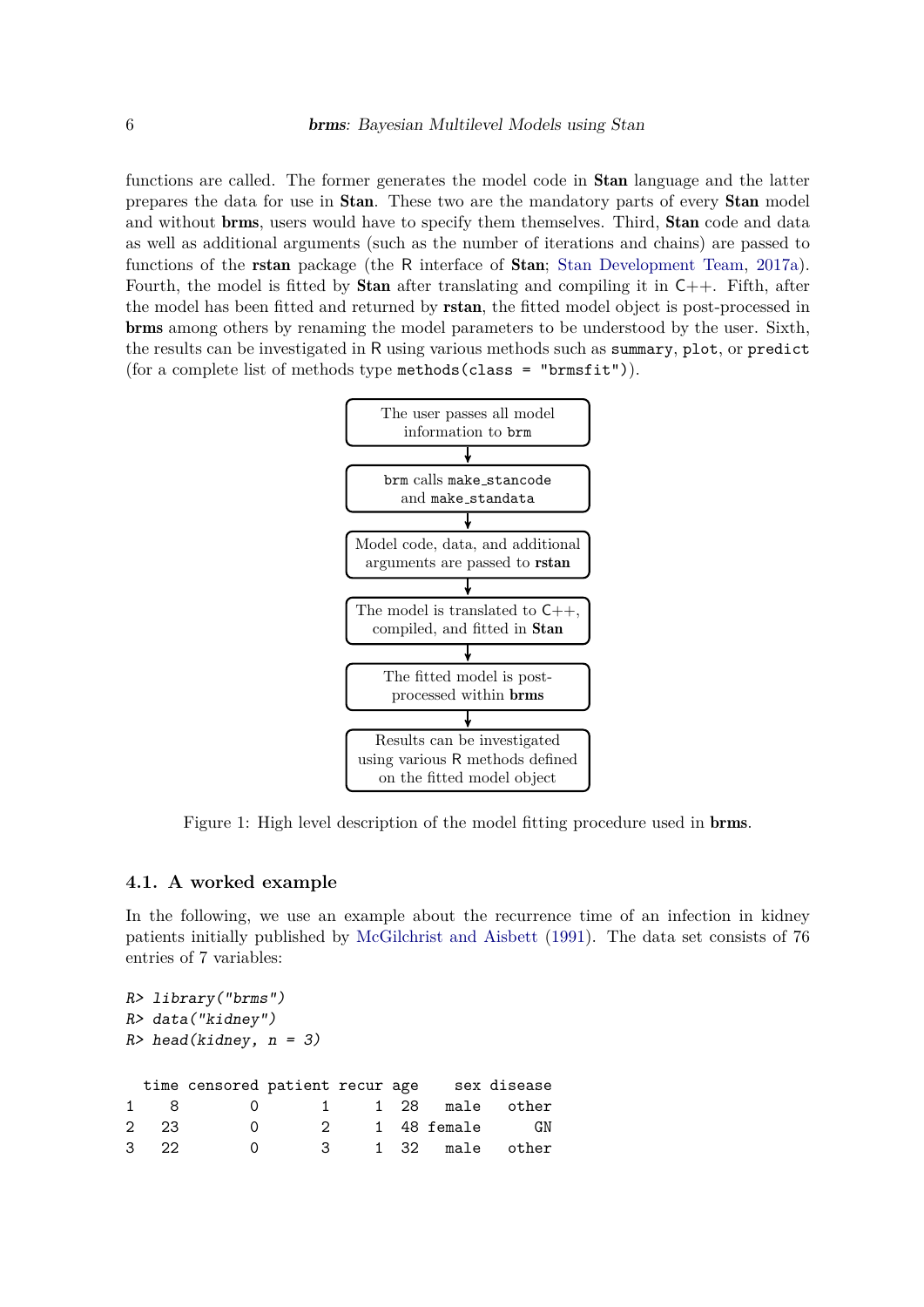functions are called. The former generates the model code in **Stan** language and the latter prepares the data for use in **Stan**. These two are the mandatory parts of every **Stan** model and without **brms**, users would have to specify them themselves. Third, **Stan** code and data as well as additional arguments (such as the number of iterations and chains) are passed to functions of the **rstan** package (the R interface of **Stan**; Stan Development Team, 2017a). Fourth, the model is fitted by **Stan** after translating and compiling it in C++. Fifth, after the model has been fitted and returned by **rstan**, the fitted model object is post-processed in **brms** among others by renaming the model parameters to be understood by the user. Sixth, the results can be investigated in R using various methods such as `summary`, `plot`, or `predict` (for a complete list of methods type `methods(class = "brmsfit")`).

The user passes all model information to `brm`

↓

`brm` calls `make_stancode` and `make_standata`

↓

Model code, data, and additional arguments are passed to **rstan**

↓

The model is translated to C++, compiled, and fitted in **Stan**

↓

The fitted model is post-processed within **brms**

↓

Results can be investigated using various R methods defined on the fitted model object

Figure 1: High level description of the model fitting procedure used in **brms**.

### 4.1. A worked example

In the following, we use an example about the recurrence time of an infection in kidney patients initially published by McGilchrist and Aisbett (1991). The data set consists of 76 entries of 7 variables:

```
R> library("brms")
R> data("kidney")
R> head(kidney, n = 3)

  time censored patient recur age    sex disease
1    8        0       1     1  28   male   other
2   23        0       2     1  48 female      GN
3   22        0       3     1  32   male   other
```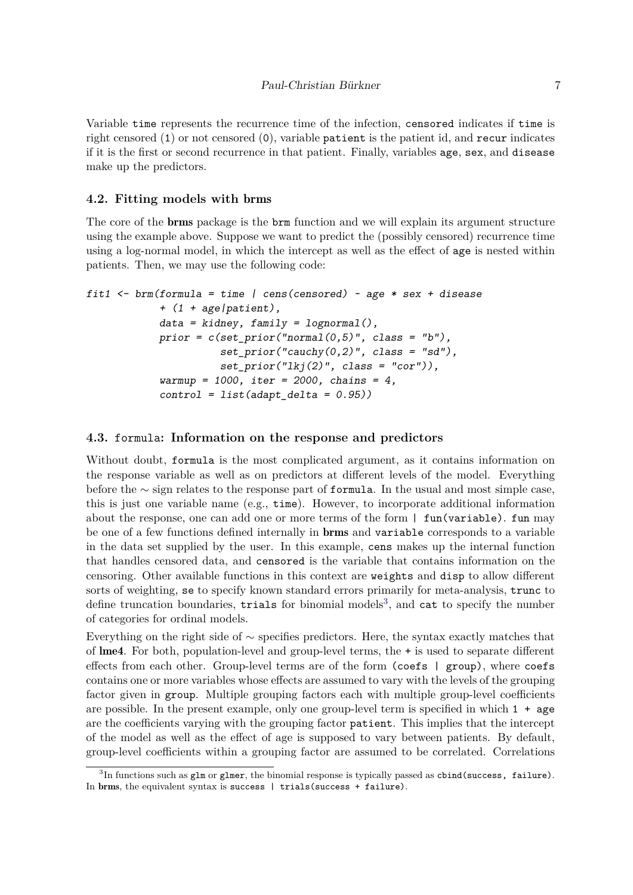Variable `time` represents the recurrence time of the infection, `censored` indicates if `time` is right censored (`1`) or not censored (`0`), variable `patient` is the patient id, and `recur` indicates if it is the first or second recurrence in that patient. Finally, variables `age`, `sex`, and `disease` make up the predictors.

### 4.2. Fitting models with brms

The core of the **brms** package is the `brm` function and we will explain its argument structure using the example above. Suppose we want to predict the (possibly censored) recurrence time using a log-normal model, in which the intercept as well as the effect of `age` is nested within patients. Then, we may use the following code:

```
fit1 <- brm(formula = time | cens(censored) ~ age * sex + disease
            + (1 + age|patient),
            data = kidney, family = lognormal(),
            prior = c(set_prior("normal(0,5)", class = "b"),
                      set_prior("cauchy(0,2)", class = "sd"),
                      set_prior("lkj(2)", class = "cor")),
            warmup = 1000, iter = 2000, chains = 4,
            control = list(adapt_delta = 0.95))
```

### 4.3. `formula`: Information on the response and predictors

Without doubt, `formula` is the most complicated argument, as it contains information on the response variable as well as on predictors at different levels of the model. Everything before the $\sim$ sign relates to the response part of `formula`. In the usual and most simple case, this is just one variable name (e.g., `time`). However, to incorporate additional information about the response, one can add one or more terms of the form `| fun(variable)`. `fun` may be one of a few functions defined internally in **brms** and `variable` corresponds to a variable in the data set supplied by the user. In this example, `cens` makes up the internal function that handles censored data, and `censored` is the variable that contains information on the censoring. Other available functions in this context are `weights` and `disp` to allow different sorts of weighting, `se` to specify known standard errors primarily for meta-analysis, `trunc` to define truncation boundaries, `trials` for binomial models[3], and `cat` to specify the number of categories for ordinal models.

Everything on the right side of $\sim$ specifies predictors. Here, the syntax exactly matches that of **lme4**. For both, population-level and group-level terms, the `+` is used to separate different effects from each other. Group-level terms are of the form `(coefs | group)`, where `coefs` contains one or more variables whose effects are assumed to vary with the levels of the grouping factor given in `group`. Multiple grouping factors each with multiple group-level coefficients are possible. In the present example, only one group-level term is specified in which `1 + age` are the coefficients varying with the grouping factor `patient`. This implies that the intercept of the model as well as the effect of age is supposed to vary between patients. By default, group-level coefficients within a grouping factor are assumed to be correlated. Correlations

[3] In functions such as `glm` or `glmer`, the binomial response is typically passed as `cbind(success, failure)`. In **brms**, the equivalent syntax is `success | trials(success + failure)`.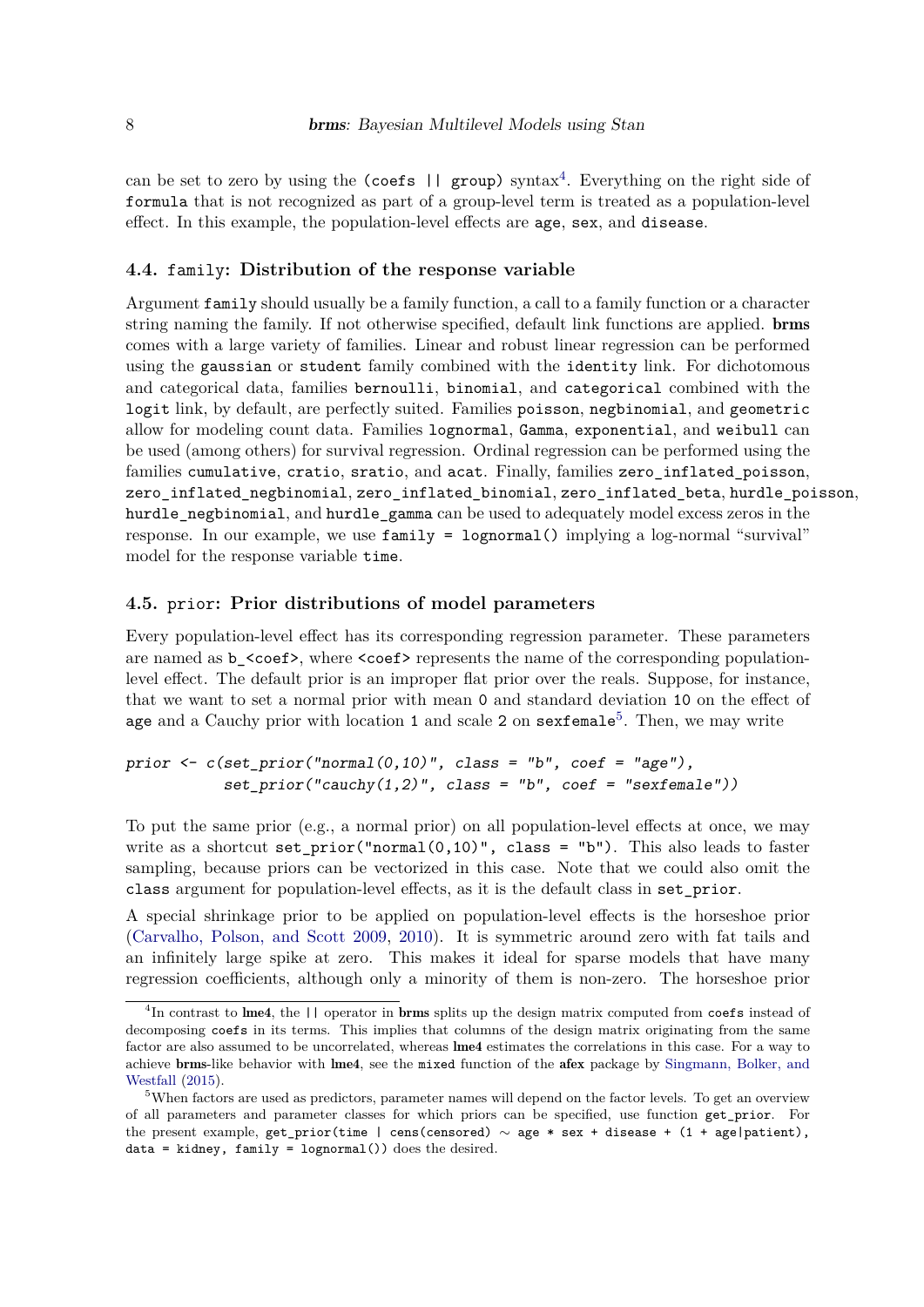can be set to zero by using the `(coefs || group)` syntax[4]. Everything on the right side of `formula` that is not recognized as part of a group-level term is treated as a population-level effect. In this example, the population-level effects are `age`, `sex`, and `disease`.

### 4.4. `family`: Distribution of the response variable

Argument `family` should usually be a family function, a call to a family function or a character string naming the family. If not otherwise specified, default link functions are applied. **brms** comes with a large variety of families. Linear and robust linear regression can be performed using the `gaussian` or `student` family combined with the `identity` link. For dichotomous and categorical data, families `bernoulli`, `binomial`, and `categorical` combined with the `logit` link, by default, are perfectly suited. Families `poisson`, `negbinomial`, and `geometric` allow for modeling count data. Families `lognormal`, `Gamma`, `exponential`, and `weibull` can be used (among others) for survival regression. Ordinal regression can be performed using the families `cumulative`, `cratio`, `sratio`, and `acat`. Finally, families `zero_inflated_poisson`, `zero_inflated_negbinomial`, `zero_inflated_binomial`, `zero_inflated_beta`, `hurdle_poisson`, `hurdle_negbinomial`, and `hurdle_gamma` can be used to adequately model excess zeros in the response. In our example, we use `family = lognormal()` implying a log-normal "survival" model for the response variable `time`.

### 4.5. `prior`: Prior distributions of model parameters

Every population-level effect has its corresponding regression parameter. These parameters are named as `b_<coef>`, where `<coef>` represents the name of the corresponding population-level effect. The default prior is an improper flat prior over the reals. Suppose, for instance, that we want to set a normal prior with mean `0` and standard deviation `10` on the effect of `age` and a Cauchy prior with location `1` and scale `2` on `sexfemale`[5]. Then, we may write

```
prior <- c(set_prior("normal(0,10)", class = "b", coef = "age"),
           set_prior("cauchy(1,2)", class = "b", coef = "sexfemale"))
```

To put the same prior (e.g., a normal prior) on all population-level effects at once, we may write as a shortcut `set_prior("normal(0,10)", class = "b")`. This also leads to faster sampling, because priors can be vectorized in this case. Note that we could also omit the `class` argument for population-level effects, as it is the default class in `set_prior`.

A special shrinkage prior to be applied on population-level effects is the horseshoe prior (Carvalho, Polson, and Scott 2009, 2010). It is symmetric around zero with fat tails and an infinitely large spike at zero. This makes it ideal for sparse models that have many regression coefficients, although only a minority of them is non-zero. The horseshoe prior

---

[4] In contrast to **lme4**, the `||` operator in **brms** splits up the design matrix computed from `coefs` instead of decomposing `coefs` in its terms. This implies that columns of the design matrix originating from the same factor are also assumed to be uncorrelated, whereas **lme4** estimates the correlations in this case. For a way to achieve **brms**-like behavior with **lme4**, see the `mixed` function of the **afex** package by Singmann, Bolker, and Westfall (2015).

[5] When factors are used as predictors, parameter names will depend on the factor levels. To get an overview of all parameters and parameter classes for which priors can be specified, use function `get_prior`. For the present example, `get_prior(time | cens(censored) ~ age * sex + disease + (1 + age|patient), data = kidney, family = lognormal())` does the desired.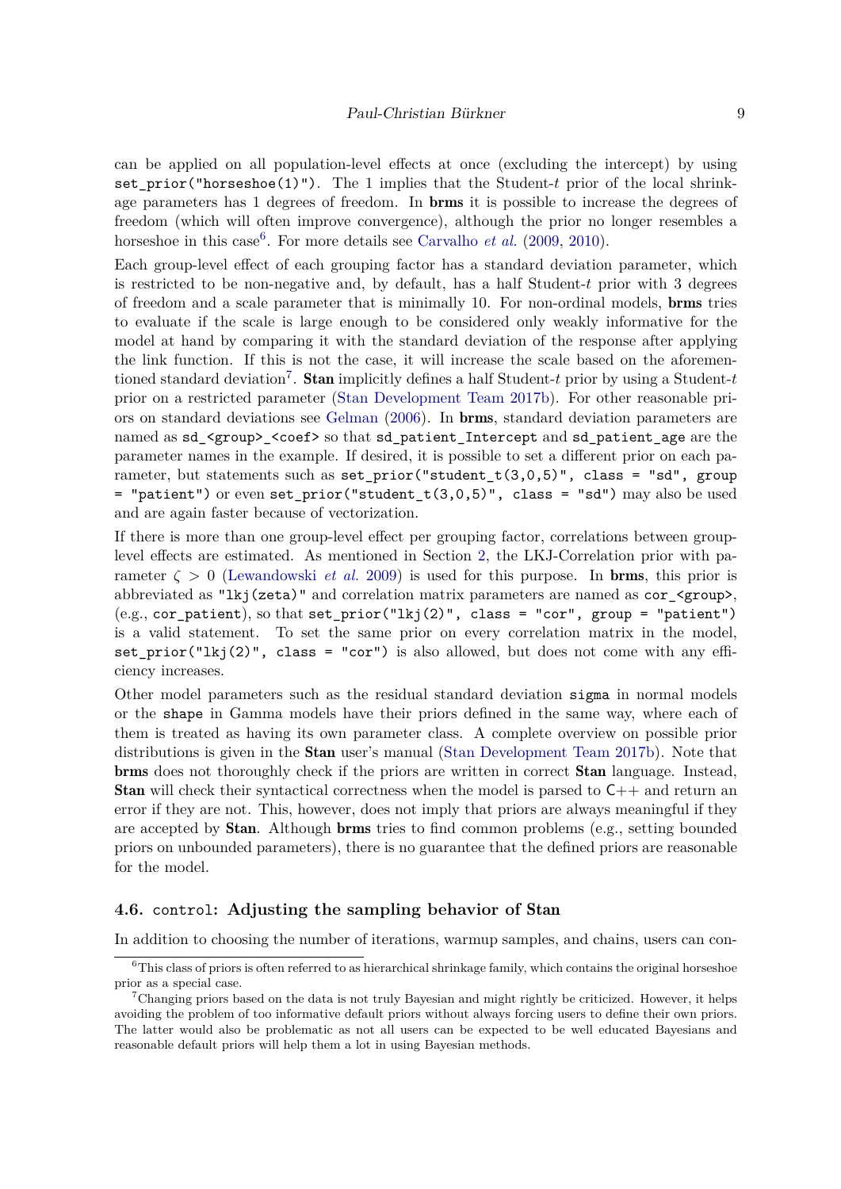can be applied on all population-level effects at once (excluding the intercept) by using `set_prior("horseshoe(1)")`. The 1 implies that the Student-*t* prior of the local shrinkage parameters has 1 degrees of freedom. In **brms** it is possible to increase the degrees of freedom (which will often improve convergence), although the prior no longer resembles a horseshoe in this case[6]. For more details see Carvalho *et al.* (2009, 2010).

Each group-level effect of each grouping factor has a standard deviation parameter, which is restricted to be non-negative and, by default, has a half Student-*t* prior with 3 degrees of freedom and a scale parameter that is minimally 10. For non-ordinal models, **brms** tries to evaluate if the scale is large enough to be considered only weakly informative for the model at hand by comparing it with the standard deviation of the response after applying the link function. If this is not the case, it will increase the scale based on the aforementioned standard deviation[7]. **Stan** implicitly defines a half Student-*t* prior by using a Student-*t* prior on a restricted parameter (Stan Development Team 2017b). For other reasonable priors on standard deviations see Gelman (2006). In **brms**, standard deviation parameters are named as `sd_<group>_<coef>` so that `sd_patient_Intercept` and `sd_patient_age` are the parameter names in the example. If desired, it is possible to set a different prior on each parameter, but statements such as `set_prior("student_t(3,0,5)", class = "sd", group = "patient")` or even `set_prior("student_t(3,0,5)", class = "sd")` may also be used and are again faster because of vectorization.

If there is more than one group-level effect per grouping factor, correlations between group-level effects are estimated. As mentioned in Section 2, the LKJ-Correlation prior with parameter $\zeta > 0$ (Lewandowski *et al.* 2009) is used for this purpose. In **brms**, this prior is abbreviated as `"lkj(zeta)"` and correlation matrix parameters are named as `cor_<group>`, (e.g., `cor_patient`), so that `set_prior("lkj(2)", class = "cor", group = "patient")` is a valid statement. To set the same prior on every correlation matrix in the model, `set_prior("lkj(2)", class = "cor")` is also allowed, but does not come with any efficiency increases.

Other model parameters such as the residual standard deviation `sigma` in normal models or the `shape` in Gamma models have their priors defined in the same way, where each of them is treated as having its own parameter class. A complete overview on possible prior distributions is given in the **Stan** user's manual (Stan Development Team 2017b). Note that **brms** does not thoroughly check if the priors are written in correct **Stan** language. Instead, **Stan** will check their syntactical correctness when the model is parsed to `C++` and return an error if they are not. This, however, does not imply that priors are always meaningful if they are accepted by **Stan**. Although **brms** tries to find common problems (e.g., setting bounded priors on unbounded parameters), there is no guarantee that the defined priors are reasonable for the model.

### 4.6. `control`: Adjusting the sampling behavior of Stan

In addition to choosing the number of iterations, warmup samples, and chains, users can con-

---

[6] This class of priors is often referred to as hierarchical shrinkage family, which contains the original horseshoe prior as a special case.

[7] Changing priors based on the data is not truly Bayesian and might rightly be criticized. However, it helps avoiding the problem of too informative default priors without always forcing users to define their own priors. The latter would also be problematic as not all users can be expected to be well educated Bayesians and reasonable default priors will help them a lot in using Bayesian methods.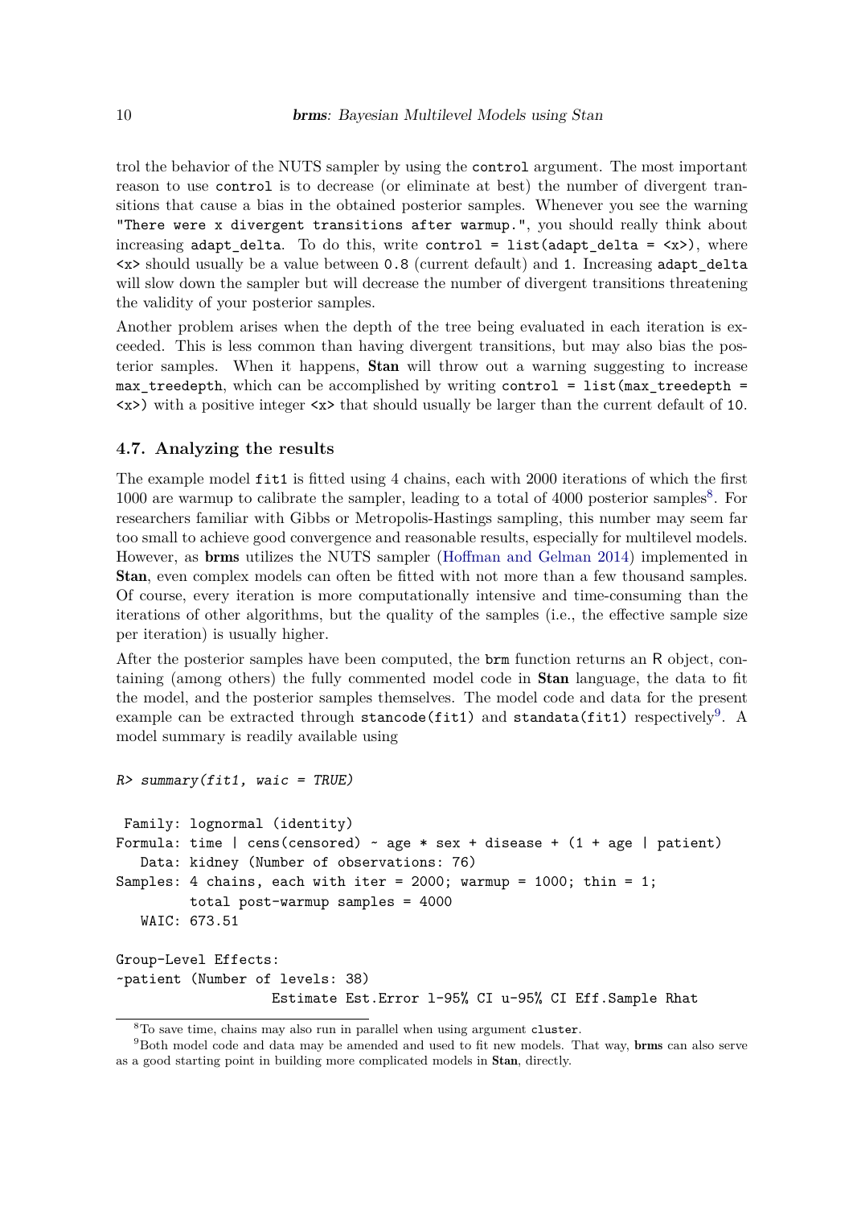trol the behavior of the NUTS sampler by using the `control` argument. The most important reason to use `control` is to decrease (or eliminate at best) the number of divergent transitions that cause a bias in the obtained posterior samples. Whenever you see the warning `"There were x divergent transitions after warmup."`, you should really think about increasing `adapt_delta`. To do this, write `control = list(adapt_delta = <x>)`, where `<x>` should usually be a value between `0.8` (current default) and `1`. Increasing `adapt_delta` will slow down the sampler but will decrease the number of divergent transitions threatening the validity of your posterior samples.

Another problem arises when the depth of the tree being evaluated in each iteration is exceeded. This is less common than having divergent transitions, but may also bias the posterior samples. When it happens, **Stan** will throw out a warning suggesting to increase `max_treedepth`, which can be accomplished by writing `control = list(max_treedepth = <x>)` with a positive integer `<x>` that should usually be larger than the current default of `10`.

### 4.7. Analyzing the results

The example model `fit1` is fitted using 4 chains, each with 2000 iterations of which the first 1000 are warmup to calibrate the sampler, leading to a total of 4000 posterior samples[8]. For researchers familiar with Gibbs or Metropolis-Hastings sampling, this number may seem far too small to achieve good convergence and reasonable results, especially for multilevel models. However, as **brms** utilizes the NUTS sampler (Hoffman and Gelman 2014) implemented in **Stan**, even complex models can often be fitted with not more than a few thousand samples. Of course, every iteration is more computationally intensive and time-consuming than the iterations of other algorithms, but the quality of the samples (i.e., the effective sample size per iteration) is usually higher.

After the posterior samples have been computed, the `brm` function returns an R object, containing (among others) the fully commented model code in **Stan** language, the data to fit the model, and the posterior samples themselves. The model code and data for the present example can be extracted through `stancode(fit1)` and `standata(fit1)` respectively[9]. A model summary is readily available using

```
R> summary(fit1, waic = TRUE)

 Family: lognormal (identity)
Formula: time | cens(censored) ~ age * sex + disease + (1 + age | patient)
   Data: kidney (Number of observations: 76)
Samples: 4 chains, each with iter = 2000; warmup = 1000; thin = 1;
         total post-warmup samples = 4000
   WAIC: 673.51

Group-Level Effects:
~patient (Number of levels: 38)
                    Estimate Est.Error l-95% CI u-95% CI Eff.Sample Rhat
```

[8] To save time, chains may also run in parallel when using argument `cluster`.

[9] Both model code and data may be amended and used to fit new models. That way, **brms** can also serve as a good starting point in building more complicated models in **Stan**, directly.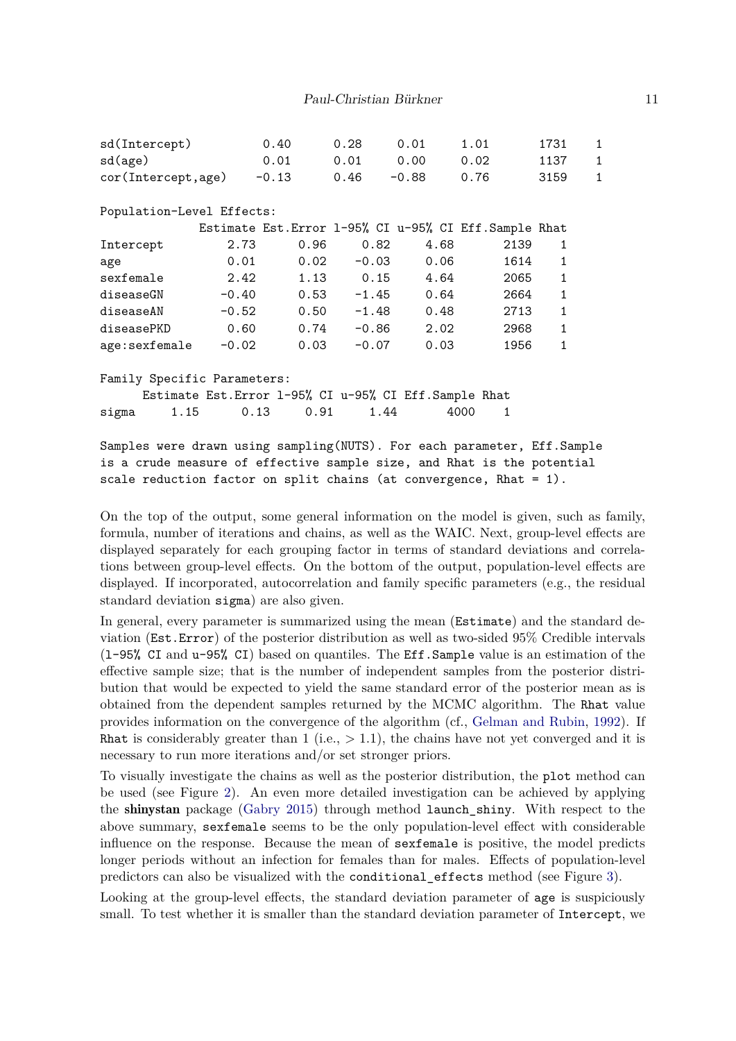```
sd(Intercept)          0.40      0.28     0.01      1.01       1731    1
sd(age)                0.01      0.01     0.00      0.02       1137    1
cor(Intercept,age)    -0.13      0.46    -0.88      0.76       3159    1

Population-Level Effects:
             Estimate Est.Error l-95% CI u-95% CI Eff.Sample Rhat
Intercept        2.73      0.96     0.82     4.68       2139    1
age              0.01      0.02    -0.03     0.06       1614    1
sexfemale        2.42      1.13     0.15     4.64       2065    1
diseaseGN       -0.40      0.53    -1.45     0.64       2664    1
diseaseAN       -0.52      0.50    -1.48     0.48       2713    1
diseasePKD       0.60      0.74    -0.86     2.02       2968    1
age:sexfemale   -0.02      0.03    -0.07     0.03       1956    1

Family Specific Parameters:
      Estimate Est.Error l-95% CI u-95% CI Eff.Sample Rhat
sigma     1.15      0.13     0.91     1.44       4000    1

Samples were drawn using sampling(NUTS). For each parameter, Eff.Sample
is a crude measure of effective sample size, and Rhat is the potential
scale reduction factor on split chains (at convergence, Rhat = 1).
```

On the top of the output, some general information on the model is given, such as family, formula, number of iterations and chains, as well as the WAIC. Next, group-level effects are displayed separately for each grouping factor in terms of standard deviations and correlations between group-level effects. On the bottom of the output, population-level effects are displayed. If incorporated, autocorrelation and family specific parameters (e.g., the residual standard deviation `sigma`) are also given.

In general, every parameter is summarized using the mean (`Estimate`) and the standard deviation (`Est.Error`) of the posterior distribution as well as two-sided 95% Credible intervals (`l-95% CI` and `u-95% CI`) based on quantiles. The `Eff.Sample` value is an estimation of the effective sample size; that is the number of independent samples from the posterior distribution that would be expected to yield the same standard error of the posterior mean as is obtained from the dependent samples returned by the MCMC algorithm. The `Rhat` value provides information on the convergence of the algorithm (cf., Gelman and Rubin, 1992). If `Rhat` is considerably greater than 1 (i.e., $> 1.1$), the chains have not yet converged and it is necessary to run more iterations and/or set stronger priors.

To visually investigate the chains as well as the posterior distribution, the `plot` method can be used (see Figure 2). An even more detailed investigation can be achieved by applying the **shinystan** package (Gabry 2015) through method `launch_shiny`. With respect to the above summary, `sexfemale` seems to be the only population-level effect with considerable influence on the response. Because the mean of `sexfemale` is positive, the model predicts longer periods without an infection for females than for males. Effects of population-level predictors can also be visualized with the `conditional_effects` method (see Figure 3).

Looking at the group-level effects, the standard deviation parameter of `age` is suspiciously small. To test whether it is smaller than the standard deviation parameter of `Intercept`, we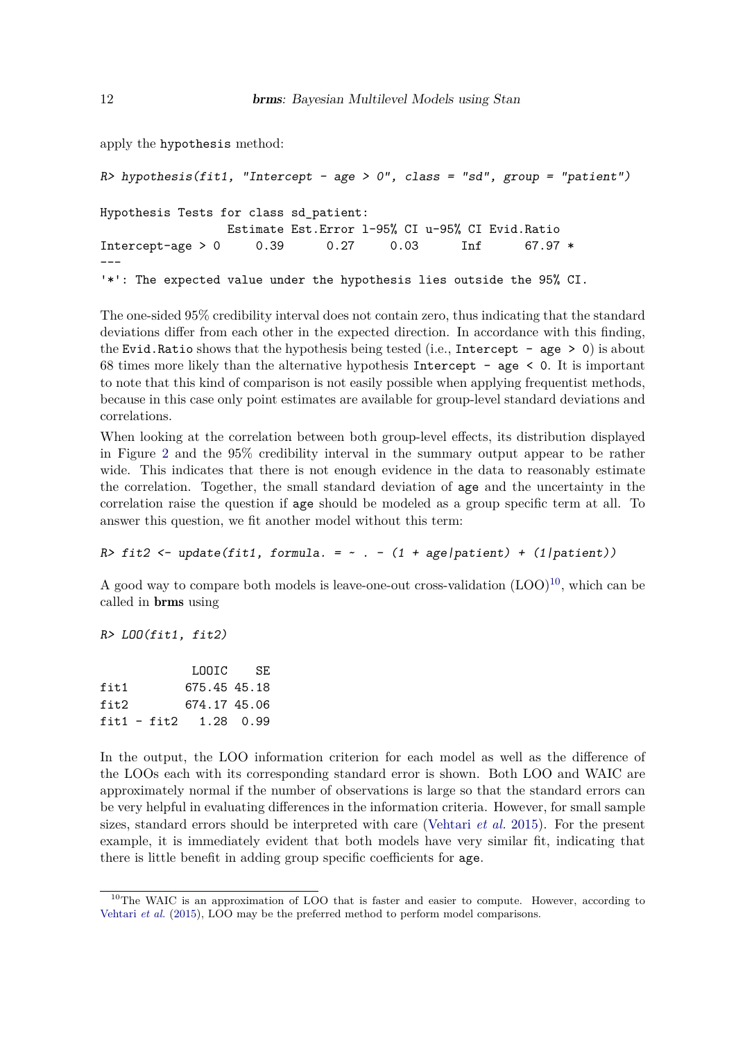apply the hypothesis method:

```
R> hypothesis(fit1, "Intercept - age > 0", class = "sd", group = "patient")

Hypothesis Tests for class sd_patient:
                  Estimate Est.Error l-95% CI u-95% CI Evid.Ratio
Intercept-age > 0     0.39      0.27     0.03      Inf      67.97 *
---
'*': The expected value under the hypothesis lies outside the 95% CI.
```

The one-sided 95% credibility interval does not contain zero, thus indicating that the standard deviations differ from each other in the expected direction. In accordance with this finding, the `Evid.Ratio` shows that the hypothesis being tested (i.e., `Intercept - age > 0`) is about 68 times more likely than the alternative hypothesis `Intercept - age < 0`. It is important to note that this kind of comparison is not easily possible when applying frequentist methods, because in this case only point estimates are available for group-level standard deviations and correlations.

When looking at the correlation between both group-level effects, its distribution displayed in Figure 2 and the 95% credibility interval in the summary output appear to be rather wide. This indicates that there is not enough evidence in the data to reasonably estimate the correlation. Together, the small standard deviation of `age` and the uncertainty in the correlation raise the question if `age` should be modeled as a group specific term at all. To answer this question, we fit another model without this term:

```
R> fit2 <- update(fit1, formula. = ~ . - (1 + age|patient) + (1|patient))
```

A good way to compare both models is leave-one-out cross-validation (LOO)[10], which can be called in **brms** using

```
R> LOO(fit1, fit2)

             LOOIC    SE
fit1        675.45 45.18
fit2        674.17 45.06
fit1 - fit2   1.28  0.99
```

In the output, the LOO information criterion for each model as well as the difference of the LOOs each with its corresponding standard error is shown. Both LOO and WAIC are approximately normal if the number of observations is large so that the standard errors can be very helpful in evaluating differences in the information criteria. However, for small sample sizes, standard errors should be interpreted with care (Vehtari *et al.* 2015). For the present example, it is immediately evident that both models have very similar fit, indicating that there is little benefit in adding group specific coefficients for `age`.

[10]The WAIC is an approximation of LOO that is faster and easier to compute. However, according to Vehtari *et al.* (2015), LOO may be the preferred method to perform model comparisons.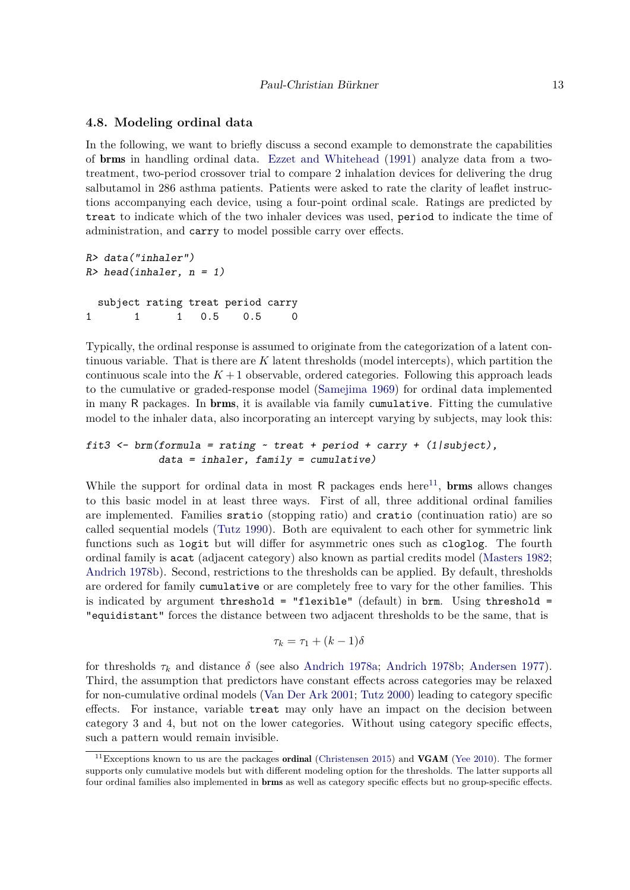### 4.8. Modeling ordinal data

In the following, we want to briefly discuss a second example to demonstrate the capabilities of **brms** in handling ordinal data. Ezzet and Whitehead (1991) analyze data from a two-treatment, two-period crossover trial to compare 2 inhalation devices for delivering the drug salbutamol in 286 asthma patients. Patients were asked to rate the clarity of leaflet instructions accompanying each device, using a four-point ordinal scale. Ratings are predicted by `treat` to indicate which of the two inhaler devices was used, `period` to indicate the time of administration, and `carry` to model possible carry over effects.

```
R> data("inhaler")
R> head(inhaler, n = 1)

  subject rating treat period carry
1       1      1   0.5    0.5     0
```

Typically, the ordinal response is assumed to originate from the categorization of a latent continuous variable. That is there are $K$ latent thresholds (model intercepts), which partition the continuous scale into the $K+1$ observable, ordered categories. Following this approach leads to the cumulative or graded-response model (Samejima 1969) for ordinal data implemented in many R packages. In **brms**, it is available via family `cumulative`. Fitting the cumulative model to the inhaler data, also incorporating an intercept varying by subjects, may look this:

```
fit3 <- brm(formula = rating ~ treat + period + carry + (1|subject),
            data = inhaler, family = cumulative)
```

While the support for ordinal data in most R packages ends here[11], **brms** allows changes to this basic model in at least three ways. First of all, three additional ordinal families are implemented. Families `sratio` (stopping ratio) and `cratio` (continuation ratio) are so called sequential models (Tutz 1990). Both are equivalent to each other for symmetric link functions such as `logit` but will differ for asymmetric ones such as `cloglog`. The fourth ordinal family is `acat` (adjacent category) also known as partial credits model (Masters 1982; Andrich 1978b). Second, restrictions to the thresholds can be applied. By default, thresholds are ordered for family `cumulative` or are completely free to vary for the other families. This is indicated by argument `threshold = "flexible"` (default) in `brm`. Using `threshold = "equidistant"` forces the distance between two adjacent thresholds to be the same, that is

$$\tau_k = \tau_1 + (k-1)\delta$$

for thresholds $\tau_k$ and distance $\delta$ (see also Andrich 1978a; Andrich 1978b; Andersen 1977). Third, the assumption that predictors have constant effects across categories may be relaxed for non-cumulative ordinal models (Van Der Ark 2001; Tutz 2000) leading to category specific effects. For instance, variable `treat` may only have an impact on the decision between category 3 and 4, but not on the lower categories. Without using category specific effects, such a pattern would remain invisible.

[11] Exceptions known to us are the packages **ordinal** (Christensen 2015) and **VGAM** (Yee 2010). The former supports only cumulative models but with different modeling option for the thresholds. The latter supports all four ordinal families also implemented in **brms** as well as category specific effects but no group-specific effects.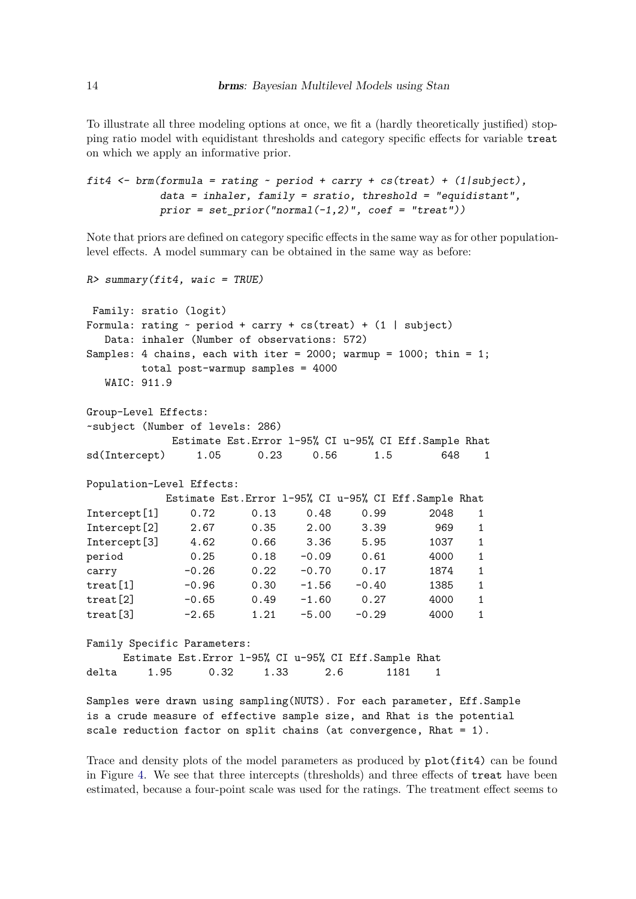To illustrate all three modeling options at once, we fit a (hardly theoretically justified) stopping ratio model with equidistant thresholds and category specific effects for variable `treat` on which we apply an informative prior.

```
fit4 <- brm(formula = rating ~ period + carry + cs(treat) + (1|subject),
            data = inhaler, family = sratio, threshold = "equidistant",
            prior = set_prior("normal(-1,2)", coef = "treat"))
```

Note that priors are defined on category specific effects in the same way as for other population-level effects. A model summary can be obtained in the same way as before:

```
R> summary(fit4, waic = TRUE)

 Family: sratio (logit)
Formula: rating ~ period + carry + cs(treat) + (1 | subject)
   Data: inhaler (Number of observations: 572)
Samples: 4 chains, each with iter = 2000; warmup = 1000; thin = 1;
         total post-warmup samples = 4000
   WAIC: 911.9

Group-Level Effects:
~subject (Number of levels: 286)
              Estimate Est.Error l-95% CI u-95% CI Eff.Sample Rhat
sd(Intercept)     1.05      0.23     0.56      1.5        648    1

Population-Level Effects:
             Estimate Est.Error l-95% CI u-95% CI Eff.Sample Rhat
Intercept[1]     0.72      0.13     0.48     0.99       2048    1
Intercept[2]     2.67      0.35     2.00     3.39        969    1
Intercept[3]     4.62      0.66     3.36     5.95       1037    1
period           0.25      0.18    -0.09     0.61       4000    1
carry           -0.26      0.22    -0.70     0.17       1874    1
treat[1]        -0.96      0.30    -1.56    -0.40       1385    1
treat[2]        -0.65      0.49    -1.60     0.27       4000    1
treat[3]        -2.65      1.21    -5.00    -0.29       4000    1

Family Specific Parameters:
      Estimate Est.Error l-95% CI u-95% CI Eff.Sample Rhat
delta     1.95      0.32     1.33      2.6       1181    1

Samples were drawn using sampling(NUTS). For each parameter, Eff.Sample
is a crude measure of effective sample size, and Rhat is the potential
scale reduction factor on split chains (at convergence, Rhat = 1).
```

Trace and density plots of the model parameters as produced by `plot(fit4)` can be found in Figure 4. We see that three intercepts (thresholds) and three effects of `treat` have been estimated, because a four-point scale was used for the ratings. The treatment effect seems to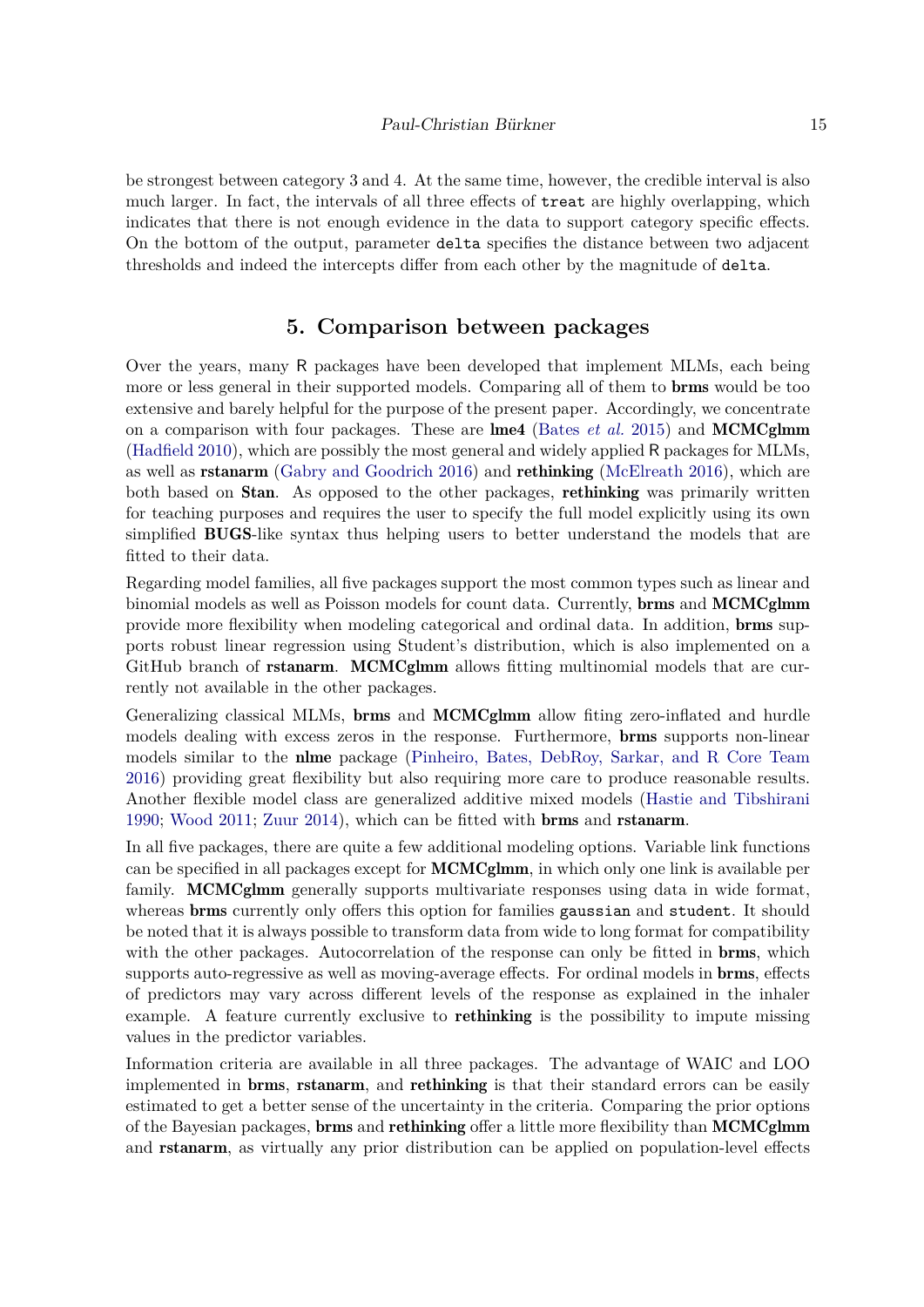be strongest between category 3 and 4. At the same time, however, the credible interval is also much larger. In fact, the intervals of all three effects of `treat` are highly overlapping, which indicates that there is not enough evidence in the data to support category specific effects. On the bottom of the output, parameter `delta` specifies the distance between two adjacent thresholds and indeed the intercepts differ from each other by the magnitude of `delta`.

## 5. Comparison between packages

Over the years, many R packages have been developed that implement MLMs, each being more or less general in their supported models. Comparing all of them to **brms** would be too extensive and barely helpful for the purpose of the present paper. Accordingly, we concentrate on a comparison with four packages. These are **lme4** (Bates *et al.* 2015) and **MCMCglmm** (Hadfield 2010), which are possibly the most general and widely applied R packages for MLMs, as well as **rstanarm** (Gabry and Goodrich 2016) and **rethinking** (McElreath 2016), which are both based on **Stan**. As opposed to the other packages, **rethinking** was primarily written for teaching purposes and requires the user to specify the full model explicitly using its own simplified **BUGS**-like syntax thus helping users to better understand the models that are fitted to their data.

Regarding model families, all five packages support the most common types such as linear and binomial models as well as Poisson models for count data. Currently, **brms** and **MCMCglmm** provide more flexibility when modeling categorical and ordinal data. In addition, **brms** supports robust linear regression using Student's distribution, which is also implemented on a GitHub branch of **rstanarm**. **MCMCglmm** allows fitting multinomial models that are currently not available in the other packages.

Generalizing classical MLMs, **brms** and **MCMCglmm** allow fiting zero-inflated and hurdle models dealing with excess zeros in the response. Furthermore, **brms** supports non-linear models similar to the **nlme** package (Pinheiro, Bates, DebRoy, Sarkar, and R Core Team 2016) providing great flexibility but also requiring more care to produce reasonable results. Another flexible model class are generalized additive mixed models (Hastie and Tibshirani 1990; Wood 2011; Zuur 2014), which can be fitted with **brms** and **rstanarm**.

In all five packages, there are quite a few additional modeling options. Variable link functions can be specified in all packages except for **MCMCglmm**, in which only one link is available per family. **MCMCglmm** generally supports multivariate responses using data in wide format, whereas **brms** currently only offers this option for families `gaussian` and `student`. It should be noted that it is always possible to transform data from wide to long format for compatibility with the other packages. Autocorrelation of the response can only be fitted in **brms**, which supports auto-regressive as well as moving-average effects. For ordinal models in **brms**, effects of predictors may vary across different levels of the response as explained in the inhaler example. A feature currently exclusive to **rethinking** is the possibility to impute missing values in the predictor variables.

Information criteria are available in all three packages. The advantage of WAIC and LOO implemented in **brms**, **rstanarm**, and **rethinking** is that their standard errors can be easily estimated to get a better sense of the uncertainty in the criteria. Comparing the prior options of the Bayesian packages, **brms** and **rethinking** offer a little more flexibility than **MCMCglmm** and **rstanarm**, as virtually any prior distribution can be applied on population-level effects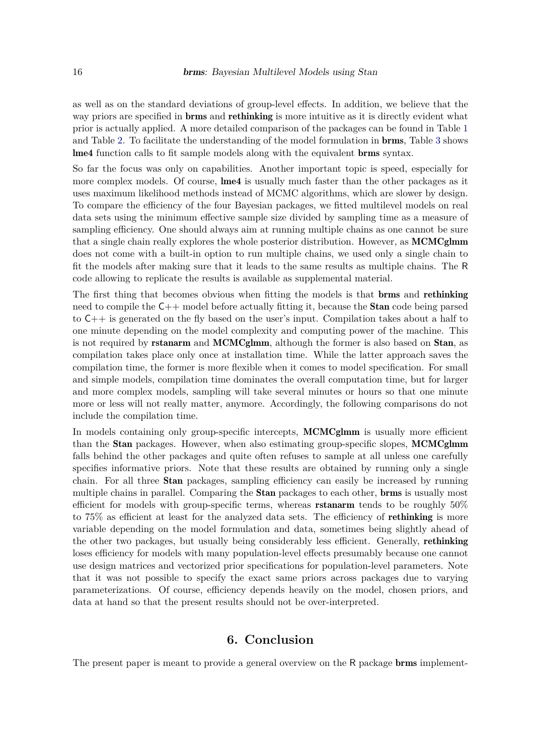as well as on the standard deviations of group-level effects. In addition, we believe that the way priors are specified in **brms** and **rethinking** is more intuitive as it is directly evident what prior is actually applied. A more detailed comparison of the packages can be found in Table 1 and Table 2. To facilitate the understanding of the model formulation in **brms**, Table 3 shows **lme4** function calls to fit sample models along with the equivalent **brms** syntax.

So far the focus was only on capabilities. Another important topic is speed, especially for more complex models. Of course, **lme4** is usually much faster than the other packages as it uses maximum likelihood methods instead of MCMC algorithms, which are slower by design. To compare the efficiency of the four Bayesian packages, we fitted multilevel models on real data sets using the minimum effective sample size divided by sampling time as a measure of sampling efficiency. One should always aim at running multiple chains as one cannot be sure that a single chain really explores the whole posterior distribution. However, as **MCMCglmm** does not come with a built-in option to run multiple chains, we used only a single chain to fit the models after making sure that it leads to the same results as multiple chains. The R code allowing to replicate the results is available as supplemental material.

The first thing that becomes obvious when fitting the models is that **brms** and **rethinking** need to compile the C++ model before actually fitting it, because the **Stan** code being parsed to C++ is generated on the fly based on the user's input. Compilation takes about a half to one minute depending on the model complexity and computing power of the machine. This is not required by **rstanarm** and **MCMCglmm**, although the former is also based on **Stan**, as compilation takes place only once at installation time. While the latter approach saves the compilation time, the former is more flexible when it comes to model specification. For small and simple models, compilation time dominates the overall computation time, but for larger and more complex models, sampling will take several minutes or hours so that one minute more or less will not really matter, anymore. Accordingly, the following comparisons do not include the compilation time.

In models containing only group-specific intercepts, **MCMCglmm** is usually more efficient than the **Stan** packages. However, when also estimating group-specific slopes, **MCMCglmm** falls behind the other packages and quite often refuses to sample at all unless one carefully specifies informative priors. Note that these results are obtained by running only a single chain. For all three **Stan** packages, sampling efficiency can easily be increased by running multiple chains in parallel. Comparing the **Stan** packages to each other, **brms** is usually most efficient for models with group-specific terms, whereas **rstanarm** tends to be roughly 50% to 75% as efficient at least for the analyzed data sets. The efficiency of **rethinking** is more variable depending on the model formulation and data, sometimes being slightly ahead of the other two packages, but usually being considerably less efficient. Generally, **rethinking** loses efficiency for models with many population-level effects presumably because one cannot use design matrices and vectorized prior specifications for population-level parameters. Note that it was not possible to specify the exact same priors across packages due to varying parameterizations. Of course, efficiency depends heavily on the model, chosen priors, and data at hand so that the present results should not be over-interpreted.

# 6. Conclusion

The present paper is meant to provide a general overview on the R package **brms** implement-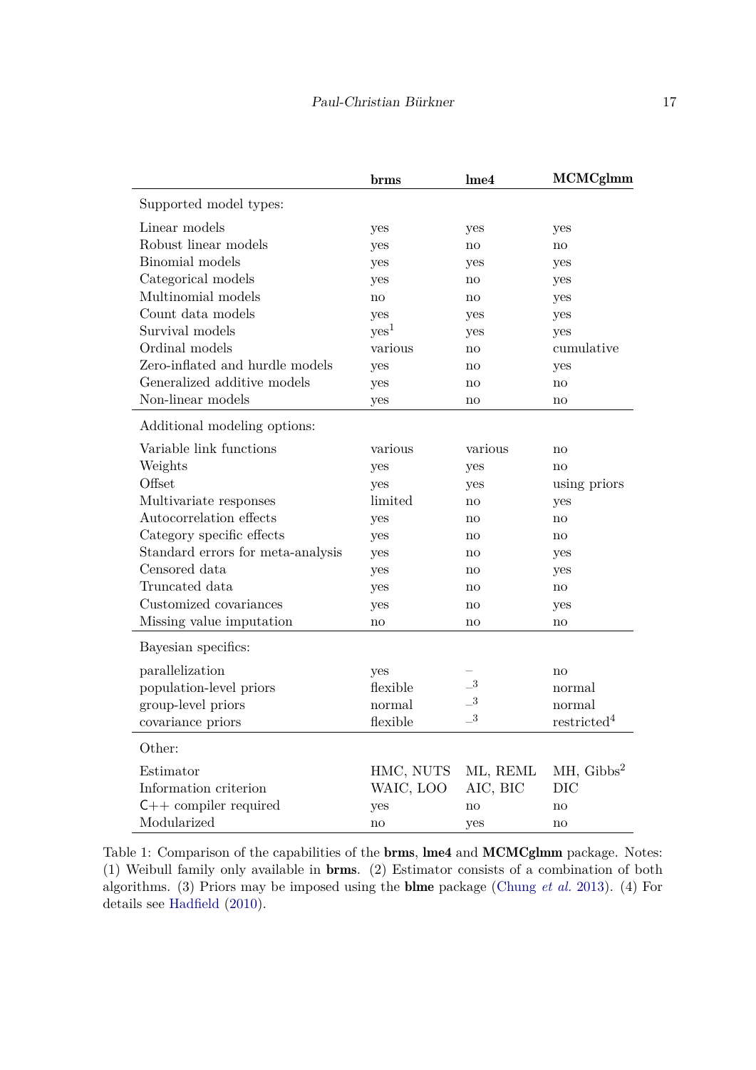| | **brms** | **lme4** | **MCMCglmm** |
|---|---|---|---|
| Supported model types: | | | |
| Linear models | yes | yes | yes |
| Robust linear models | yes | no | no |
| Binomial models | yes | yes | yes |
| Categorical models | yes | no | yes |
| Multinomial models | no | no | yes |
| Count data models | yes | yes | yes |
| Survival models | yes[1] | yes | yes |
| Ordinal models | various | no | cumulative |
| Zero-inflated and hurdle models | yes | no | yes |
| Generalized additive models | yes | no | no |
| Non-linear models | yes | no | no |
| Additional modeling options: | | | |
| Variable link functions | various | various | no |
| Weights | yes | yes | no |
| Offset | yes | yes | using priors |
| Multivariate responses | limited | no | yes |
| Autocorrelation effects | yes | no | no |
| Category specific effects | yes | no | no |
| Standard errors for meta-analysis | yes | no | yes |
| Censored data | yes | no | yes |
| Truncated data | yes | no | no |
| Customized covariances | yes | no | yes |
| Missing value imputation | no | no | no |
| Bayesian specifics: | | | |
| parallelization | yes | – | no |
| population-level priors | flexible | –[3] | normal |
| group-level priors | normal | –[3] | normal |
| covariance priors | flexible | –[3] | restricted[4] |
| Other: | | | |
| Estimator | HMC, NUTS | ML, REML | MH, Gibbs[2] |
| Information criterion | WAIC, LOO | AIC, BIC | DIC |
| C++ compiler required | yes | no | no |
| Modularized | no | yes | no |

Table 1: Comparison of the capabilities of the **brms**, **lme4** and **MCMCglmm** package. Notes: (1) Weibull family only available in **brms**. (2) Estimator consists of a combination of both algorithms. (3) Priors may be imposed using the **blme** package (Chung *et al.* 2013). (4) For details see Hadfield (2010).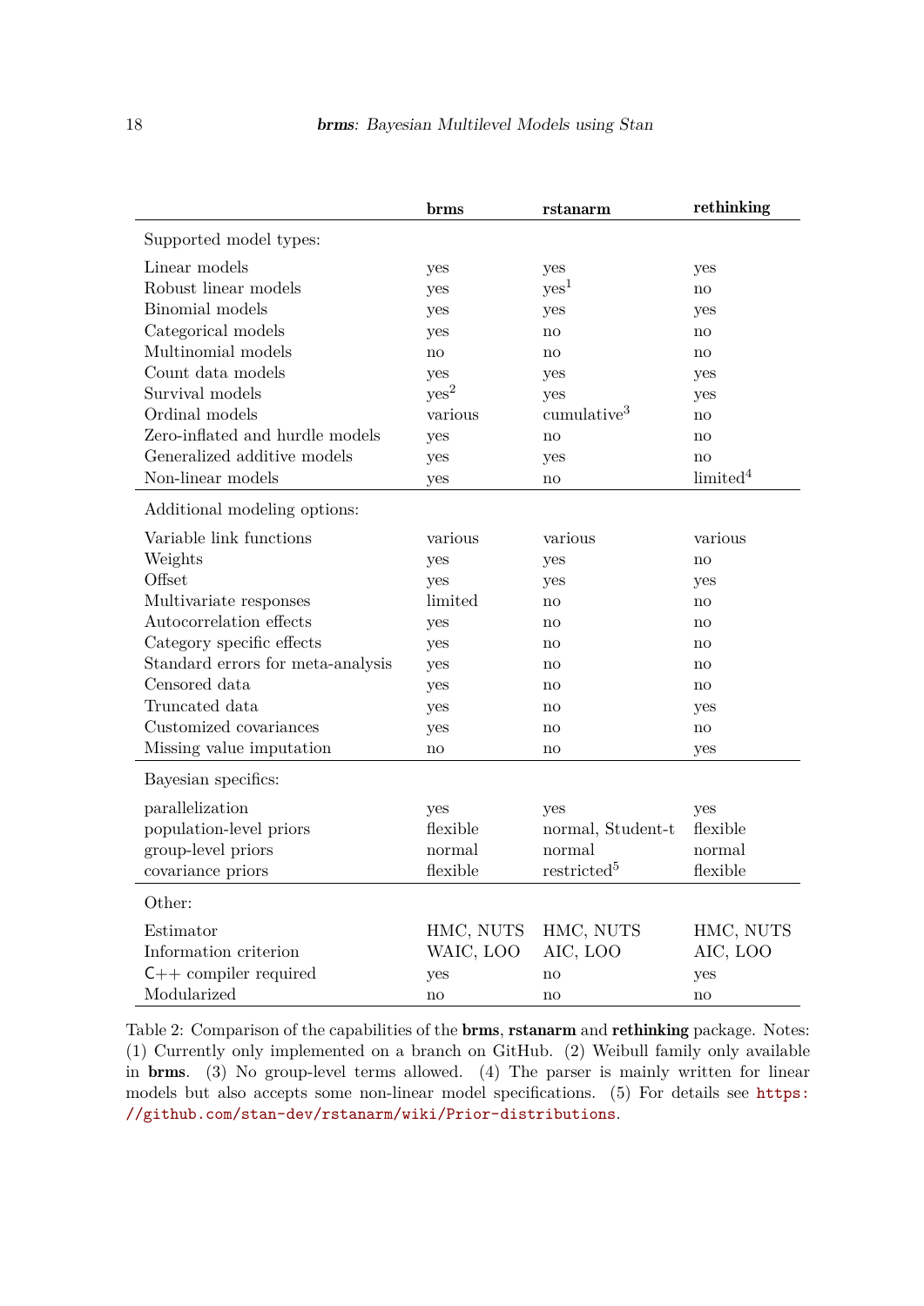| | **brms** | **rstanarm** | **rethinking** |
|---|---|---|---|
| Supported model types: | | | |
| Linear models | yes | yes | yes |
| Robust linear models | yes | yes[1] | no |
| Binomial models | yes | yes | yes |
| Categorical models | yes | no | no |
| Multinomial models | no | no | no |
| Count data models | yes | yes | yes |
| Survival models | yes[2] | yes | yes |
| Ordinal models | various | cumulative[3] | no |
| Zero-inflated and hurdle models | yes | no | no |
| Generalized additive models | yes | yes | no |
| Non-linear models | yes | no | limited[4] |
| Additional modeling options: | | | |
| Variable link functions | various | various | various |
| Weights | yes | yes | no |
| Offset | yes | yes | yes |
| Multivariate responses | limited | no | no |
| Autocorrelation effects | yes | no | no |
| Category specific effects | yes | no | no |
| Standard errors for meta-analysis | yes | no | no |
| Censored data | yes | no | no |
| Truncated data | yes | no | yes |
| Customized covariances | yes | no | no |
| Missing value imputation | no | no | yes |
| Bayesian specifics: | | | |
| parallelization | yes | yes | yes |
| population-level priors | flexible | normal, Student-t | flexible |
| group-level priors | normal | normal | normal |
| covariance priors | flexible | restricted[5] | flexible |
| Other: | | | |
| Estimator | HMC, NUTS | HMC, NUTS | HMC, NUTS |
| Information criterion | WAIC, LOO | AIC, LOO | AIC, LOO |
| C++ compiler required | yes | no | yes |
| Modularized | no | no | no |

Table 2: Comparison of the capabilities of the **brms**, **rstanarm** and **rethinking** package. Notes: (1) Currently only implemented on a branch on GitHub. (2) Weibull family only available in **brms**. (3) No group-level terms allowed. (4) The parser is mainly written for linear models but also accepts some non-linear model specifications. (5) For details see https://github.com/stan-dev/rstanarm/wiki/Prior-distributions.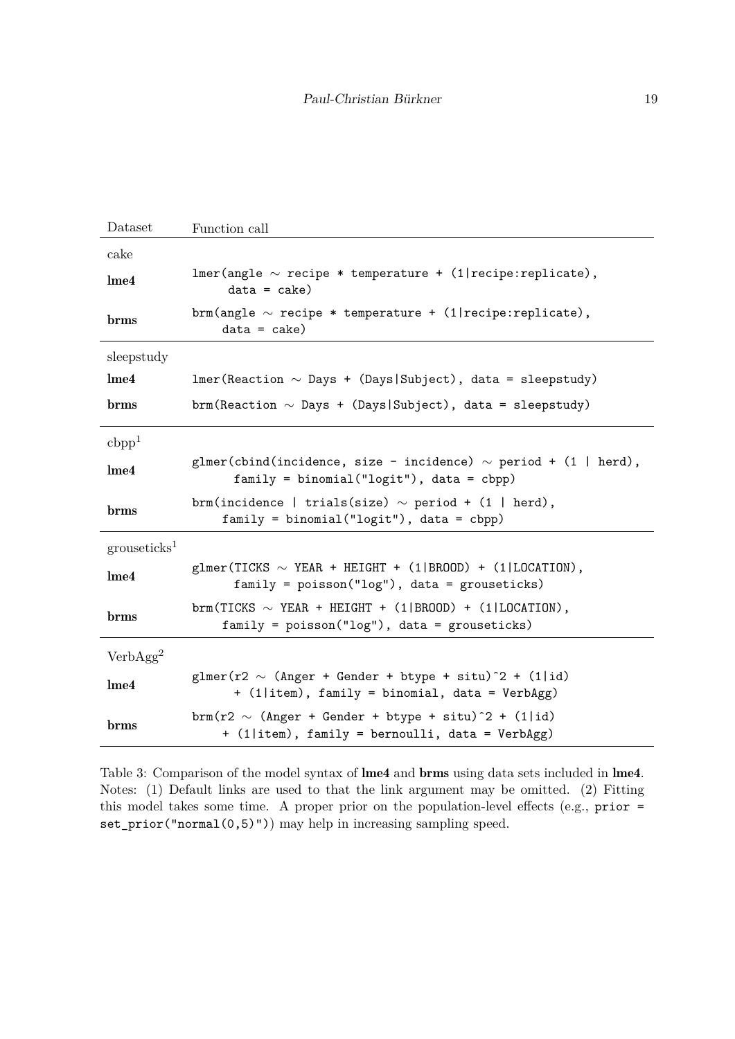| Dataset | Function call |
| --- | --- |
| cake | |
| **lme4** | `lmer(angle ~ recipe * temperature + (1|recipe:replicate), data = cake)` |
| **brms** | `brm(angle ~ recipe * temperature + (1|recipe:replicate), data = cake)` |
| sleepstudy | |
| **lme4** | `lmer(Reaction ~ Days + (Days|Subject), data = sleepstudy)` |
| **brms** | `brm(Reaction ~ Days + (Days|Subject), data = sleepstudy)` |
| cbpp[1] | |
| **lme4** | `glmer(cbind(incidence, size - incidence) ~ period + (1 | herd), family = binomial("logit"), data = cbpp)` |
| **brms** | `brm(incidence | trials(size) ~ period + (1 | herd), family = binomial("logit"), data = cbpp)` |
| grouseticks[1] | |
| **lme4** | `glmer(TICKS ~ YEAR + HEIGHT + (1|BROOD) + (1|LOCATION), family = poisson("log"), data = grouseticks)` |
| **brms** | `brm(TICKS ~ YEAR + HEIGHT + (1|BROOD) + (1|LOCATION), family = poisson("log"), data = grouseticks)` |
| VerbAgg[2] | |
| **lme4** | `glmer(r2 ~ (Anger + Gender + btype + situ)^2 + (1|id) + (1|item), family = binomial, data = VerbAgg)` |
| **brms** | `brm(r2 ~ (Anger + Gender + btype + situ)^2 + (1|id) + (1|item), family = bernoulli, data = VerbAgg)` |

Table 3: Comparison of the model syntax of **lme4** and **brms** using data sets included in **lme4**. Notes: (1) Default links are used to that the link argument may be omitted. (2) Fitting this model takes some time. A proper prior on the population-level effects (e.g., `prior = set_prior("normal(0,5)")`) may help in increasing sampling speed.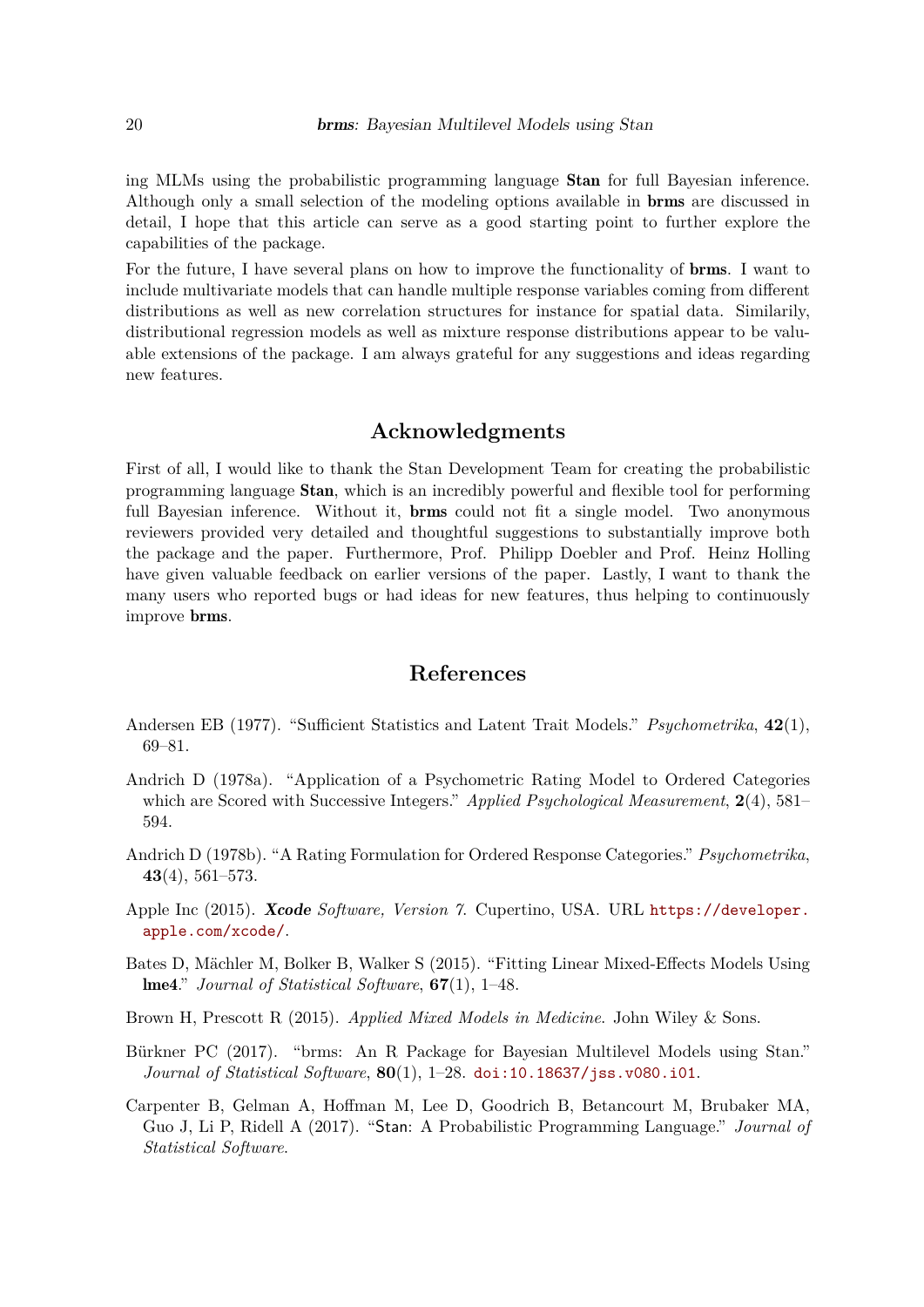ing MLMs using the probabilistic programming language **Stan** for full Bayesian inference. Although only a small selection of the modeling options available in **brms** are discussed in detail, I hope that this article can serve as a good starting point to further explore the capabilities of the package.

For the future, I have several plans on how to improve the functionality of **brms**. I want to include multivariate models that can handle multiple response variables coming from different distributions as well as new correlation structures for instance for spatial data. Similarily, distributional regression models as well as mixture response distributions appear to be valuable extensions of the package. I am always grateful for any suggestions and ideas regarding new features.

## Acknowledgments

First of all, I would like to thank the Stan Development Team for creating the probabilistic programming language **Stan**, which is an incredibly powerful and flexible tool for performing full Bayesian inference. Without it, **brms** could not fit a single model. Two anonymous reviewers provided very detailed and thoughtful suggestions to substantially improve both the package and the paper. Furthermore, Prof. Philipp Doebler and Prof. Heinz Holling have given valuable feedback on earlier versions of the paper. Lastly, I want to thank the many users who reported bugs or had ideas for new features, thus helping to continuously improve **brms**.

## References

Andersen EB (1977). "Sufficient Statistics and Latent Trait Models." *Psychometrika*, **42**(1), 69–81.

Andrich D (1978a). "Application of a Psychometric Rating Model to Ordered Categories which are Scored with Successive Integers." *Applied Psychological Measurement*, **2**(4), 581–594.

Andrich D (1978b). "A Rating Formulation for Ordered Response Categories." *Psychometrika*, **43**(4), 561–573.

Apple Inc (2015). ***Xcode** Software, Version 7*. Cupertino, USA. URL https://developer.apple.com/xcode/.

Bates D, Mächler M, Bolker B, Walker S (2015). "Fitting Linear Mixed-Effects Models Using **lme4**." *Journal of Statistical Software*, **67**(1), 1–48.

Brown H, Prescott R (2015). *Applied Mixed Models in Medicine*. John Wiley & Sons.

Bürkner PC (2017). "brms: An R Package for Bayesian Multilevel Models using Stan." *Journal of Statistical Software*, **80**(1), 1–28. doi:10.18637/jss.v080.i01.

Carpenter B, Gelman A, Hoffman M, Lee D, Goodrich B, Betancourt M, Brubaker MA, Guo J, Li P, Ridell A (2017). "Stan: A Probabilistic Programming Language." *Journal of Statistical Software*.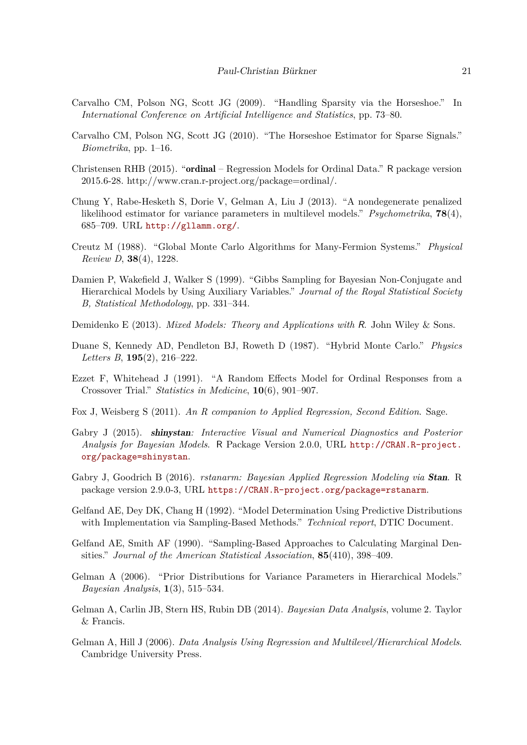Carvalho CM, Polson NG, Scott JG (2009). "Handling Sparsity via the Horseshoe." In *International Conference on Artificial Intelligence and Statistics*, pp. 73–80.

Carvalho CM, Polson NG, Scott JG (2010). "The Horseshoe Estimator for Sparse Signals." *Biometrika*, pp. 1–16.

Christensen RHB (2015). "**ordinal** – Regression Models for Ordinal Data." R package version 2015.6-28. http://www.cran.r-project.org/package=ordinal/.

Chung Y, Rabe-Hesketh S, Dorie V, Gelman A, Liu J (2013). "A nondegenerate penalized likelihood estimator for variance parameters in multilevel models." *Psychometrika*, **78**(4), 685–709. URL http://gllamm.org/.

Creutz M (1988). "Global Monte Carlo Algorithms for Many-Fermion Systems." *Physical Review D*, **38**(4), 1228.

Damien P, Wakefield J, Walker S (1999). "Gibbs Sampling for Bayesian Non-Conjugate and Hierarchical Models by Using Auxiliary Variables." *Journal of the Royal Statistical Society B, Statistical Methodology*, pp. 331–344.

Demidenko E (2013). *Mixed Models: Theory and Applications with R*. John Wiley & Sons.

Duane S, Kennedy AD, Pendleton BJ, Roweth D (1987). "Hybrid Monte Carlo." *Physics Letters B*, **195**(2), 216–222.

Ezzet F, Whitehead J (1991). "A Random Effects Model for Ordinal Responses from a Crossover Trial." *Statistics in Medicine*, **10**(6), 901–907.

Fox J, Weisberg S (2011). *An R companion to Applied Regression, Second Edition*. Sage.

Gabry J (2015). ***shinystan**: Interactive Visual and Numerical Diagnostics and Posterior Analysis for Bayesian Models*. R Package Version 2.0.0, URL http://CRAN.R-project.org/package=shinystan.

Gabry J, Goodrich B (2016). *rstanarm: Bayesian Applied Regression Modeling via **Stan***. R package version 2.9.0-3, URL https://CRAN.R-project.org/package=rstanarm.

Gelfand AE, Dey DK, Chang H (1992). "Model Determination Using Predictive Distributions with Implementation via Sampling-Based Methods." *Technical report*, DTIC Document.

Gelfand AE, Smith AF (1990). "Sampling-Based Approaches to Calculating Marginal Densities." *Journal of the American Statistical Association*, **85**(410), 398–409.

Gelman A (2006). "Prior Distributions for Variance Parameters in Hierarchical Models." *Bayesian Analysis*, **1**(3), 515–534.

Gelman A, Carlin JB, Stern HS, Rubin DB (2014). *Bayesian Data Analysis*, volume 2. Taylor & Francis.

Gelman A, Hill J (2006). *Data Analysis Using Regression and Multilevel/Hierarchical Models*. Cambridge University Press.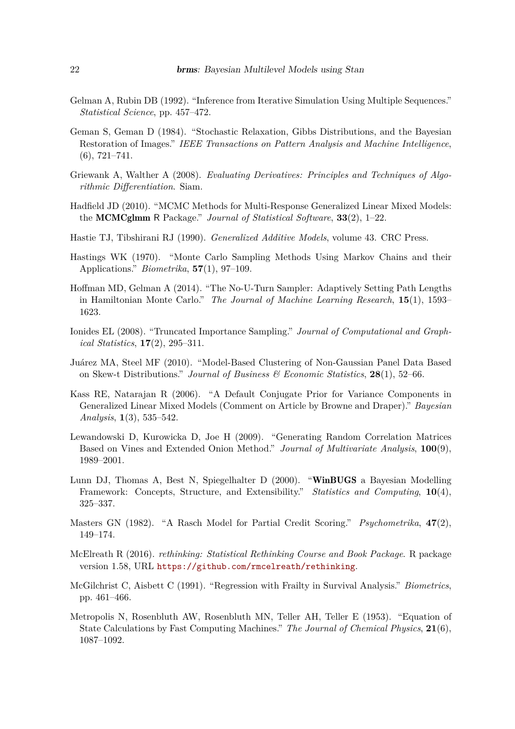Gelman A, Rubin DB (1992). "Inference from Iterative Simulation Using Multiple Sequences." *Statistical Science*, pp. 457–472.

Geman S, Geman D (1984). "Stochastic Relaxation, Gibbs Distributions, and the Bayesian Restoration of Images." *IEEE Transactions on Pattern Analysis and Machine Intelligence*, (6), 721–741.

Griewank A, Walther A (2008). *Evaluating Derivatives: Principles and Techniques of Algorithmic Differentiation*. Siam.

Hadfield JD (2010). "MCMC Methods for Multi-Response Generalized Linear Mixed Models: the **MCMCglmm** R Package." *Journal of Statistical Software*, **33**(2), 1–22.

Hastie TJ, Tibshirani RJ (1990). *Generalized Additive Models*, volume 43. CRC Press.

Hastings WK (1970). "Monte Carlo Sampling Methods Using Markov Chains and their Applications." *Biometrika*, **57**(1), 97–109.

Hoffman MD, Gelman A (2014). "The No-U-Turn Sampler: Adaptively Setting Path Lengths in Hamiltonian Monte Carlo." *The Journal of Machine Learning Research*, **15**(1), 1593–1623.

Ionides EL (2008). "Truncated Importance Sampling." *Journal of Computational and Graphical Statistics*, **17**(2), 295–311.

Juárez MA, Steel MF (2010). "Model-Based Clustering of Non-Gaussian Panel Data Based on Skew-t Distributions." *Journal of Business & Economic Statistics*, **28**(1), 52–66.

Kass RE, Natarajan R (2006). "A Default Conjugate Prior for Variance Components in Generalized Linear Mixed Models (Comment on Article by Browne and Draper)." *Bayesian Analysis*, **1**(3), 535–542.

Lewandowski D, Kurowicka D, Joe H (2009). "Generating Random Correlation Matrices Based on Vines and Extended Onion Method." *Journal of Multivariate Analysis*, **100**(9), 1989–2001.

Lunn DJ, Thomas A, Best N, Spiegelhalter D (2000). "**WinBUGS** a Bayesian Modelling Framework: Concepts, Structure, and Extensibility." *Statistics and Computing*, **10**(4), 325–337.

Masters GN (1982). "A Rasch Model for Partial Credit Scoring." *Psychometrika*, **47**(2), 149–174.

McElreath R (2016). *rethinking: Statistical Rethinking Course and Book Package*. R package version 1.58, URL https://github.com/rmcelreath/rethinking.

McGilchrist C, Aisbett C (1991). "Regression with Frailty in Survival Analysis." *Biometrics*, pp. 461–466.

Metropolis N, Rosenbluth AW, Rosenbluth MN, Teller AH, Teller E (1953). "Equation of State Calculations by Fast Computing Machines." *The Journal of Chemical Physics*, **21**(6), 1087–1092.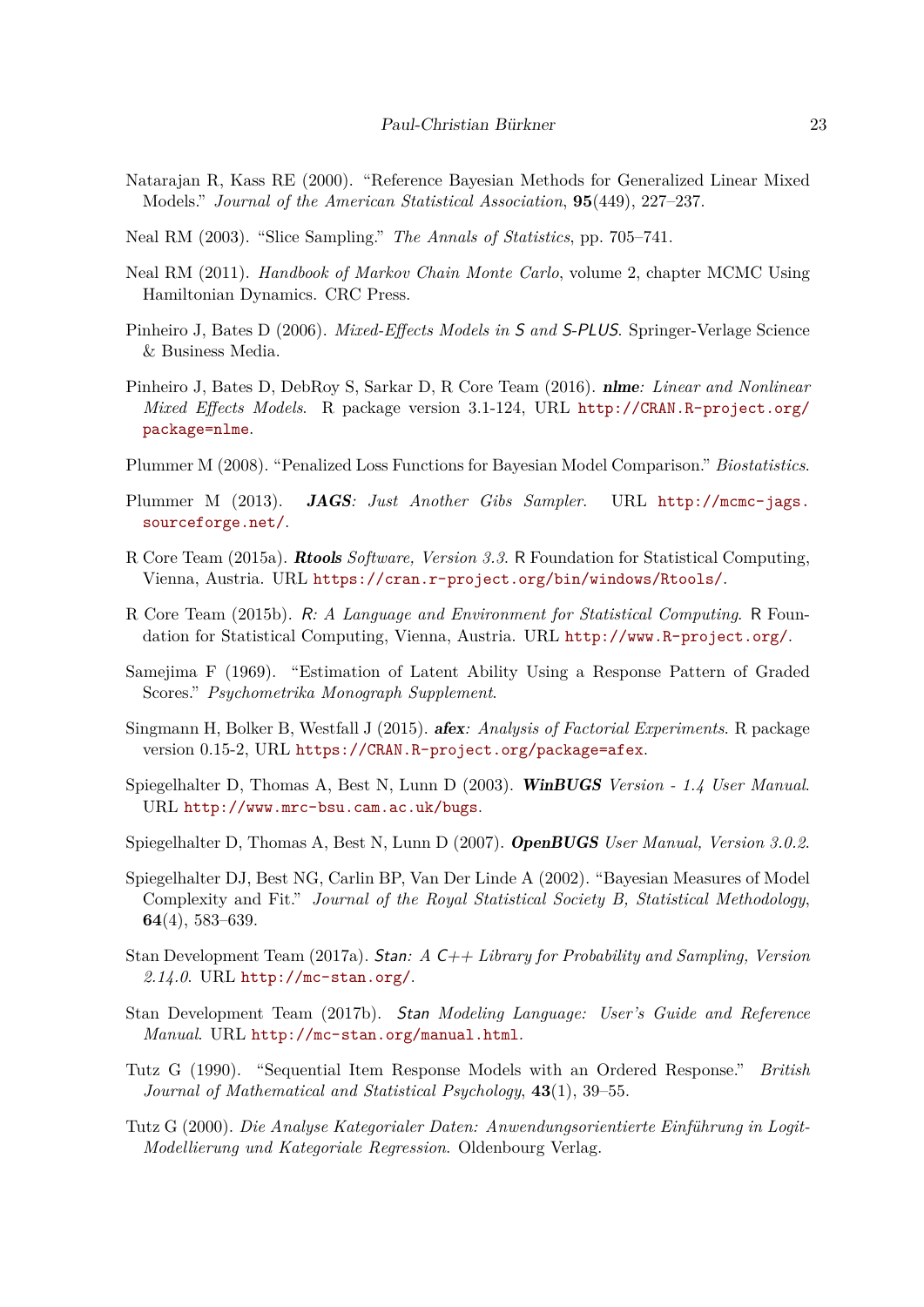Natarajan R, Kass RE (2000). "Reference Bayesian Methods for Generalized Linear Mixed Models." *Journal of the American Statistical Association*, **95**(449), 227–237.

Neal RM (2003). "Slice Sampling." *The Annals of Statistics*, pp. 705–741.

Neal RM (2011). *Handbook of Markov Chain Monte Carlo*, volume 2, chapter MCMC Using Hamiltonian Dynamics. CRC Press.

Pinheiro J, Bates D (2006). *Mixed-Effects Models in S and S-PLUS*. Springer-Verlage Science & Business Media.

Pinheiro J, Bates D, DebRoy S, Sarkar D, R Core Team (2016). ***nlme**: Linear and Nonlinear Mixed Effects Models*. R package version 3.1-124, URL http://CRAN.R-project.org/package=nlme.

Plummer M (2008). "Penalized Loss Functions for Bayesian Model Comparison." *Biostatistics*.

Plummer M (2013). ***JAGS**: Just Another Gibs Sampler.* URL http://mcmc-jags.sourceforge.net/.

R Core Team (2015a). ***Rtools** Software, Version 3.3*. R Foundation for Statistical Computing, Vienna, Austria. URL https://cran.r-project.org/bin/windows/Rtools/.

R Core Team (2015b). *R: A Language and Environment for Statistical Computing*. R Foundation for Statistical Computing, Vienna, Austria. URL http://www.R-project.org/.

Samejima F (1969). "Estimation of Latent Ability Using a Response Pattern of Graded Scores." *Psychometrika Monograph Supplement*.

Singmann H, Bolker B, Westfall J (2015). ***afex**: Analysis of Factorial Experiments*. R package version 0.15-2, URL https://CRAN.R-project.org/package=afex.

Spiegelhalter D, Thomas A, Best N, Lunn D (2003). ***WinBUGS** Version - 1.4 User Manual*. URL http://www.mrc-bsu.cam.ac.uk/bugs.

Spiegelhalter D, Thomas A, Best N, Lunn D (2007). ***OpenBUGS** User Manual, Version 3.0.2*.

Spiegelhalter DJ, Best NG, Carlin BP, Van Der Linde A (2002). "Bayesian Measures of Model Complexity and Fit." *Journal of the Royal Statistical Society B, Statistical Methodology*, **64**(4), 583–639.

Stan Development Team (2017a). *Stan: A C++ Library for Probability and Sampling, Version 2.14.0*. URL http://mc-stan.org/.

Stan Development Team (2017b). *Stan Modeling Language: User's Guide and Reference Manual*. URL http://mc-stan.org/manual.html.

Tutz G (1990). "Sequential Item Response Models with an Ordered Response." *British Journal of Mathematical and Statistical Psychology*, **43**(1), 39–55.

Tutz G (2000). *Die Analyse Kategorialer Daten: Anwendungsorientierte Einführung in Logit-Modellierung und Kategoriale Regression*. Oldenbourg Verlag.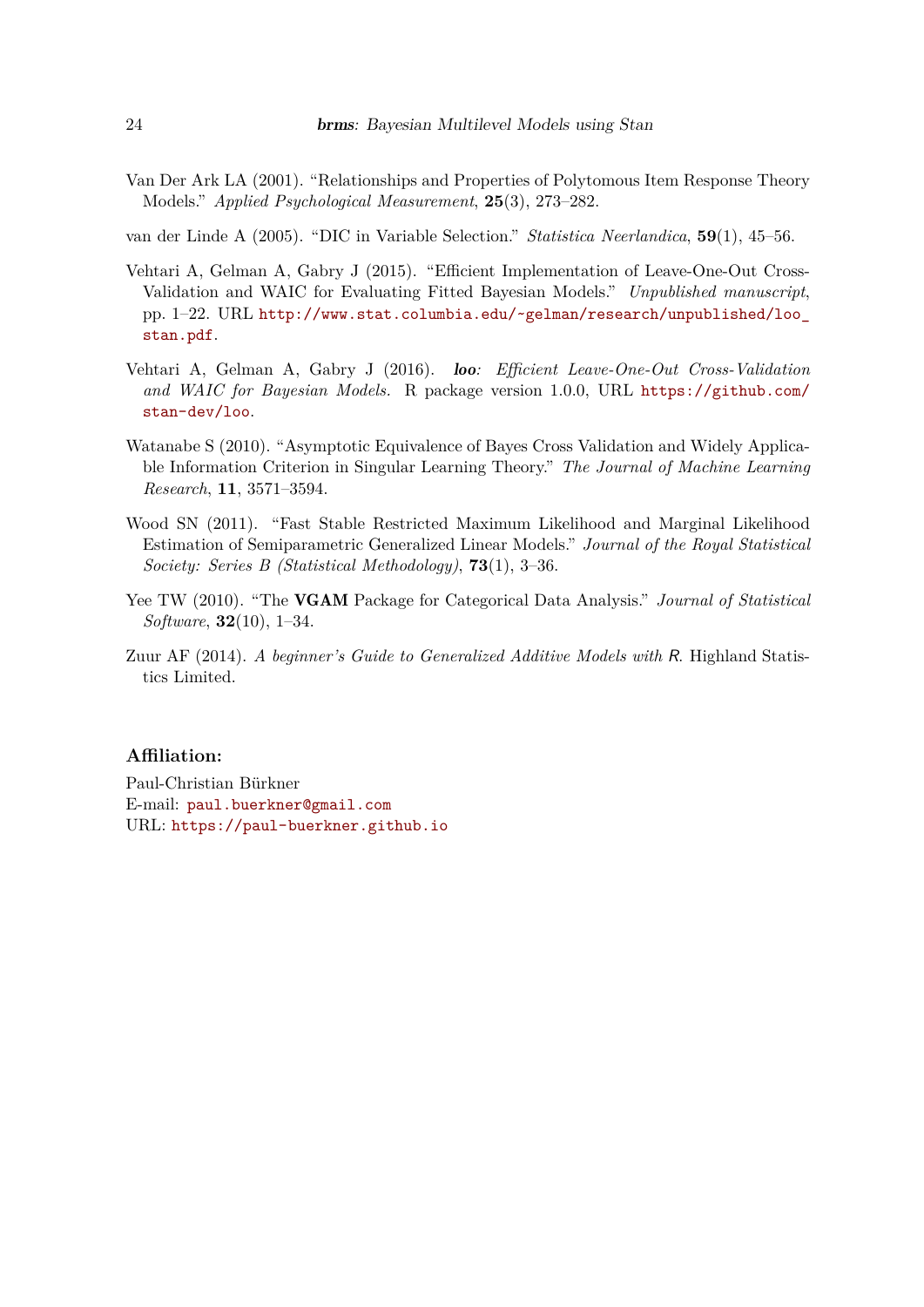Van Der Ark LA (2001). "Relationships and Properties of Polytomous Item Response Theory Models." *Applied Psychological Measurement*, **25**(3), 273–282.

van der Linde A (2005). "DIC in Variable Selection." *Statistica Neerlandica*, **59**(1), 45–56.

Vehtari A, Gelman A, Gabry J (2015). "Efficient Implementation of Leave-One-Out Cross-Validation and WAIC for Evaluating Fitted Bayesian Models." *Unpublished manuscript*, pp. 1–22. URL http://www.stat.columbia.edu/~gelman/research/unpublished/loo_stan.pdf.

Vehtari A, Gelman A, Gabry J (2016). ***loo**: Efficient Leave-One-Out Cross-Validation and WAIC for Bayesian Models.* R package version 1.0.0, URL https://github.com/stan-dev/loo.

Watanabe S (2010). "Asymptotic Equivalence of Bayes Cross Validation and Widely Applicable Information Criterion in Singular Learning Theory." *The Journal of Machine Learning Research*, **11**, 3571–3594.

Wood SN (2011). "Fast Stable Restricted Maximum Likelihood and Marginal Likelihood Estimation of Semiparametric Generalized Linear Models." *Journal of the Royal Statistical Society: Series B (Statistical Methodology)*, **73**(1), 3–36.

Yee TW (2010). "The **VGAM** Package for Categorical Data Analysis." *Journal of Statistical Software*, **32**(10), 1–34.

Zuur AF (2014). *A beginner's Guide to Generalized Additive Models with R*. Highland Statistics Limited.

### Affiliation:

Paul-Christian Bürkner
E-mail: paul.buerkner@gmail.com
URL: https://paul-buerkner.github.io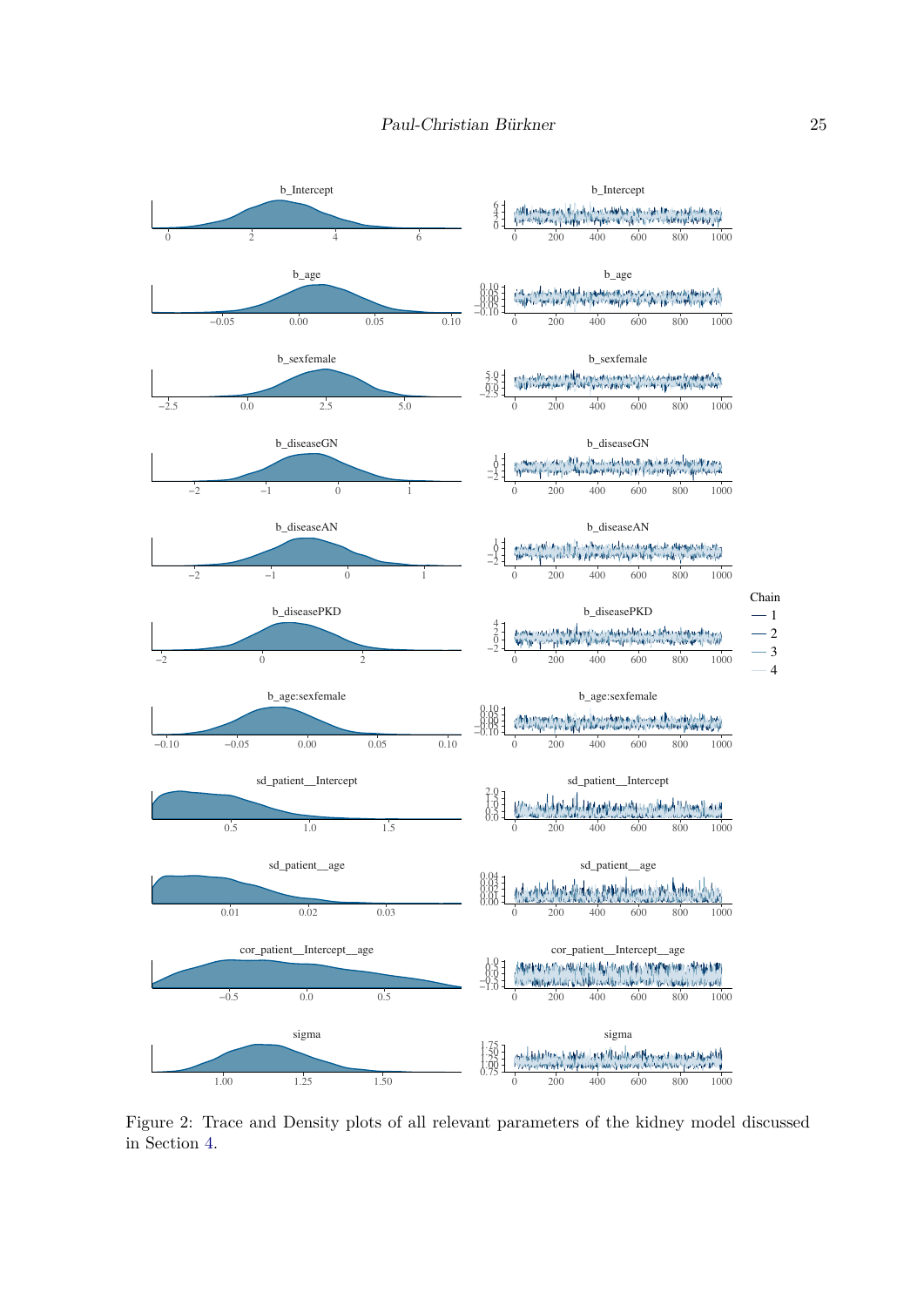Figure 2: Trace and Density plots of all relevant parameters of the kidney model discussed in Section 4.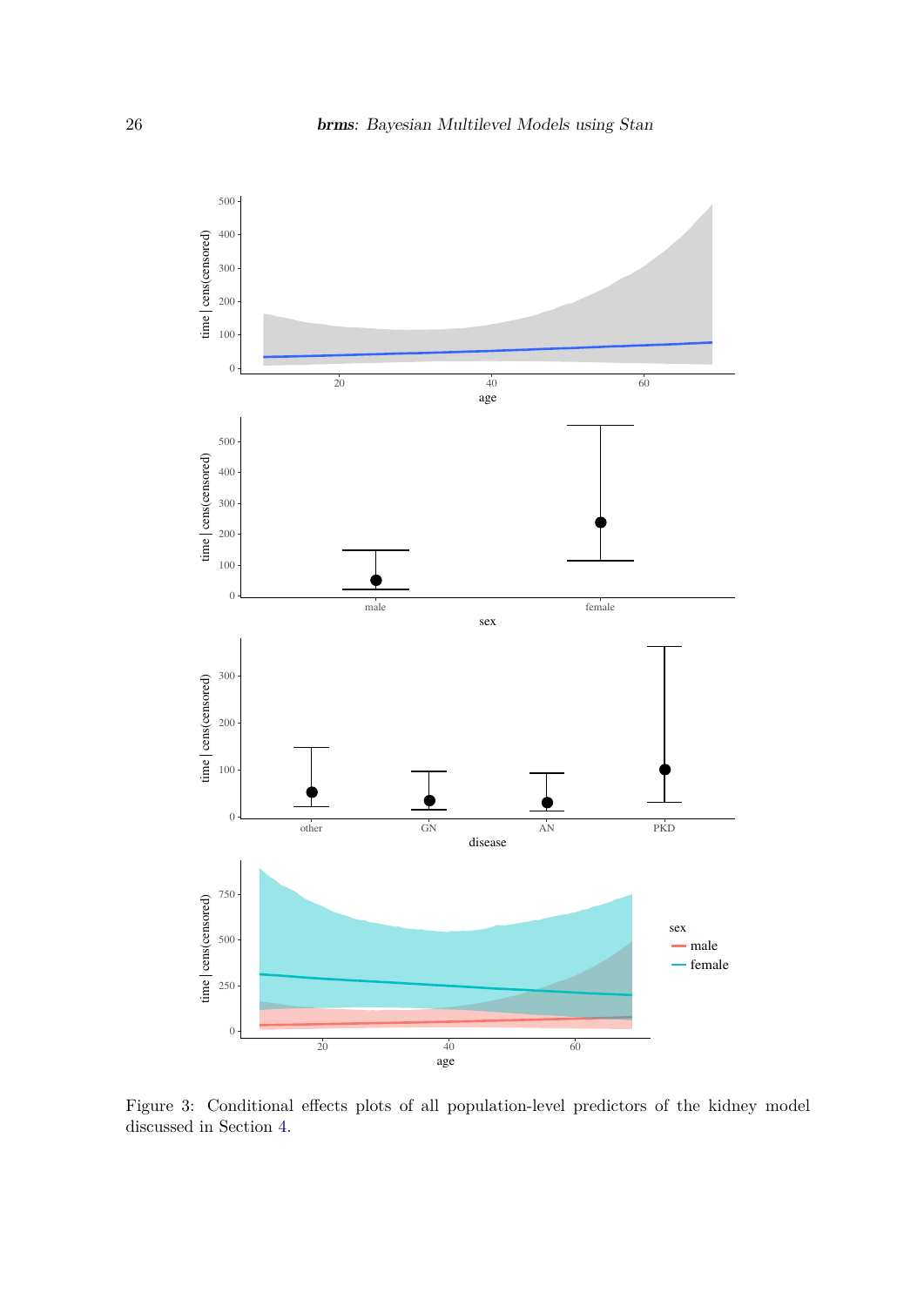Figure 3: Conditional effects plots of all population-level predictors of the kidney model discussed in Section 4.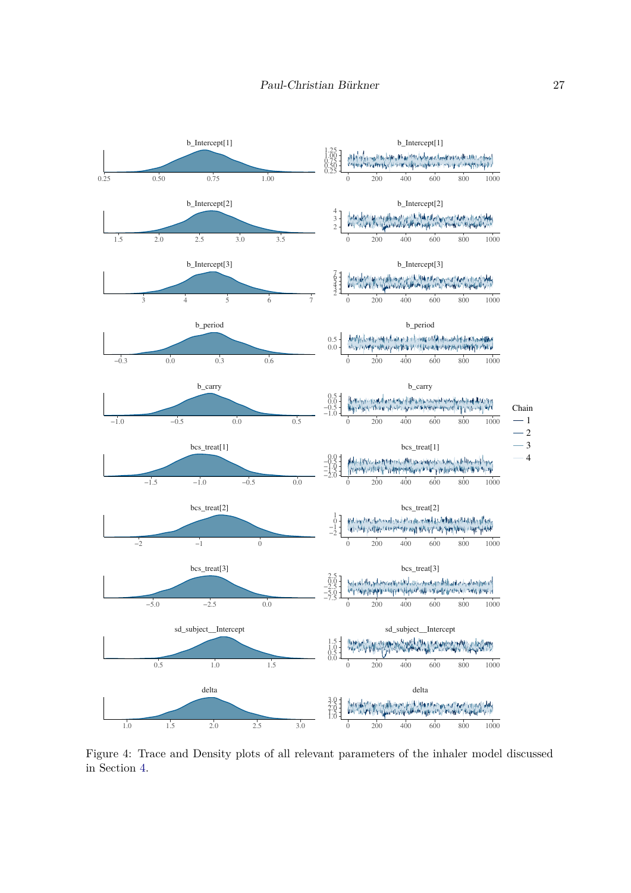b_Intercept[1]

0.25 0.50 0.75 1.00

b_Intercept[1]

1.25 1.00 0.75 0.50 0.25

0 200 400 600 800 1000

b_Intercept[2]

1.5 2.0 2.5 3.0 3.5

b_Intercept[2]

4 3 2

0 200 400 600 800 1000

b_Intercept[3]

3 4 5 6 7

b_Intercept[3]

7 6 5 4 3 2

0 200 400 600 800 1000

b_period

−0.3 0.0 0.3 0.6

b_period

0.5 0.0

0 200 400 600 800 1000

b_carry

−1.0 −0.5 0.0 0.5

b_carry

0.5 0.0 −0.5 −1.0

0 200 400 600 800 1000

Chain

1

2

3

4

bcs_treat[1]

−1.5 −1.0 −0.5 0.0

bcs_treat[1]

0.0 −0.5 −1.0 −1.5 −2.0

0 200 400 600 800 1000

bcs_treat[2]

−2 −1 0

bcs_treat[2]

1 0 −1 −2

0 200 400 600 800 1000

bcs_treat[3]

−5.0 −2.5 0.0

bcs_treat[3]

2.5 0.0 −2.5 −5.0 −7.5

0 200 400 600 800 1000

sd_subject__Intercept

0.5 1.0 1.5

sd_subject__Intercept

1.5 1.0 0.5 0.0

0 200 400 600 800 1000

delta

1.0 1.5 2.0 2.5 3.0

delta

3.0 2.5 2.0 1.5 1.0

0 200 400 600 800 1000

Figure 4: Trace and Density plots of all relevant parameters of the inhaler model discussed in Section 4.